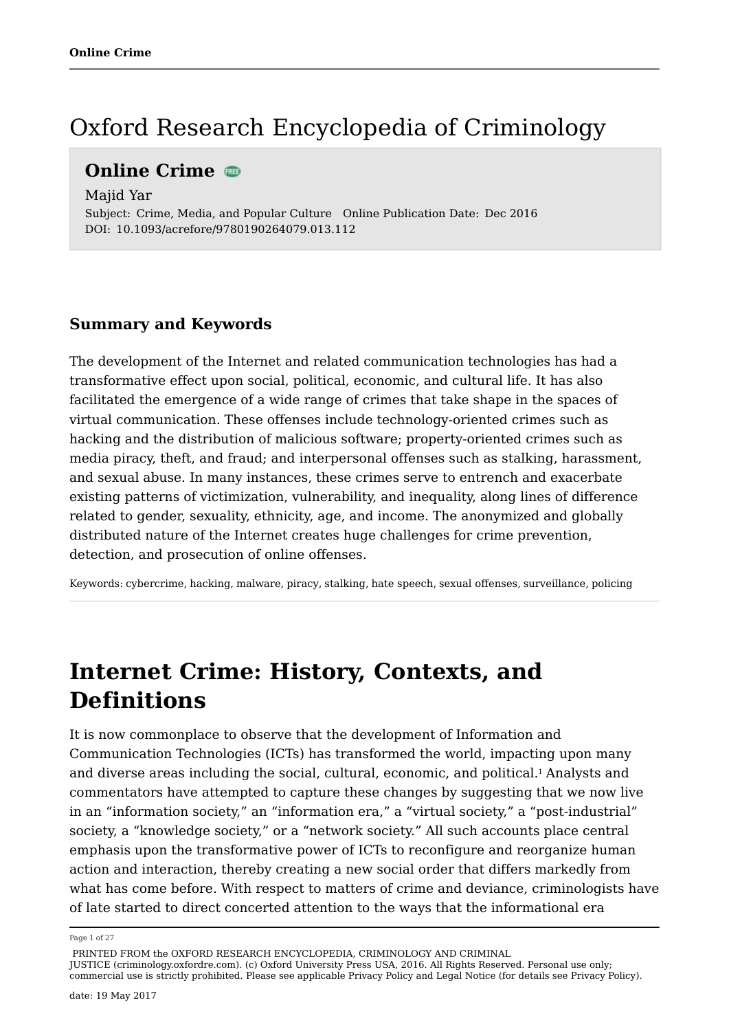# Oxford Research Encyclopedia of Criminology

## Online Crime

Majid Yar

Subject: Crime, Media, and Popular Culture Online Publication Date: Dec 2016
DOI: 10.1093/acrefore/9780190264079.013.112

### Summary and Keywords

The development of the Internet and related communication technologies has had a transformative effect upon social, political, economic, and cultural life. It has also facilitated the emergence of a wide range of crimes that take shape in the spaces of virtual communication. These offenses include technology-oriented crimes such as hacking and the distribution of malicious software; property-oriented crimes such as media piracy, theft, and fraud; and interpersonal offenses such as stalking, harassment, and sexual abuse. In many instances, these crimes serve to entrench and exacerbate existing patterns of victimization, vulnerability, and inequality, along lines of difference related to gender, sexuality, ethnicity, age, and income. The anonymized and globally distributed nature of the Internet creates huge challenges for crime prevention, detection, and prosecution of online offenses.

Keywords: cybercrime, hacking, malware, piracy, stalking, hate speech, sexual offenses, surveillance, policing

# Internet Crime: History, Contexts, and Definitions

It is now commonplace to observe that the development of Information and Communication Technologies (ICTs) has transformed the world, impacting upon many and diverse areas including the social, cultural, economic, and political.[1] Analysts and commentators have attempted to capture these changes by suggesting that we now live in an "information society," an "information era," a "virtual society," a "post-industrial" society, a "knowledge society," or a "network society." All such accounts place central emphasis upon the transformative power of ICTs to reconfigure and reorganize human action and interaction, thereby creating a new social order that differs markedly from what has come before. With respect to matters of crime and deviance, criminologists have of late started to direct concerted attention to the ways that the informational era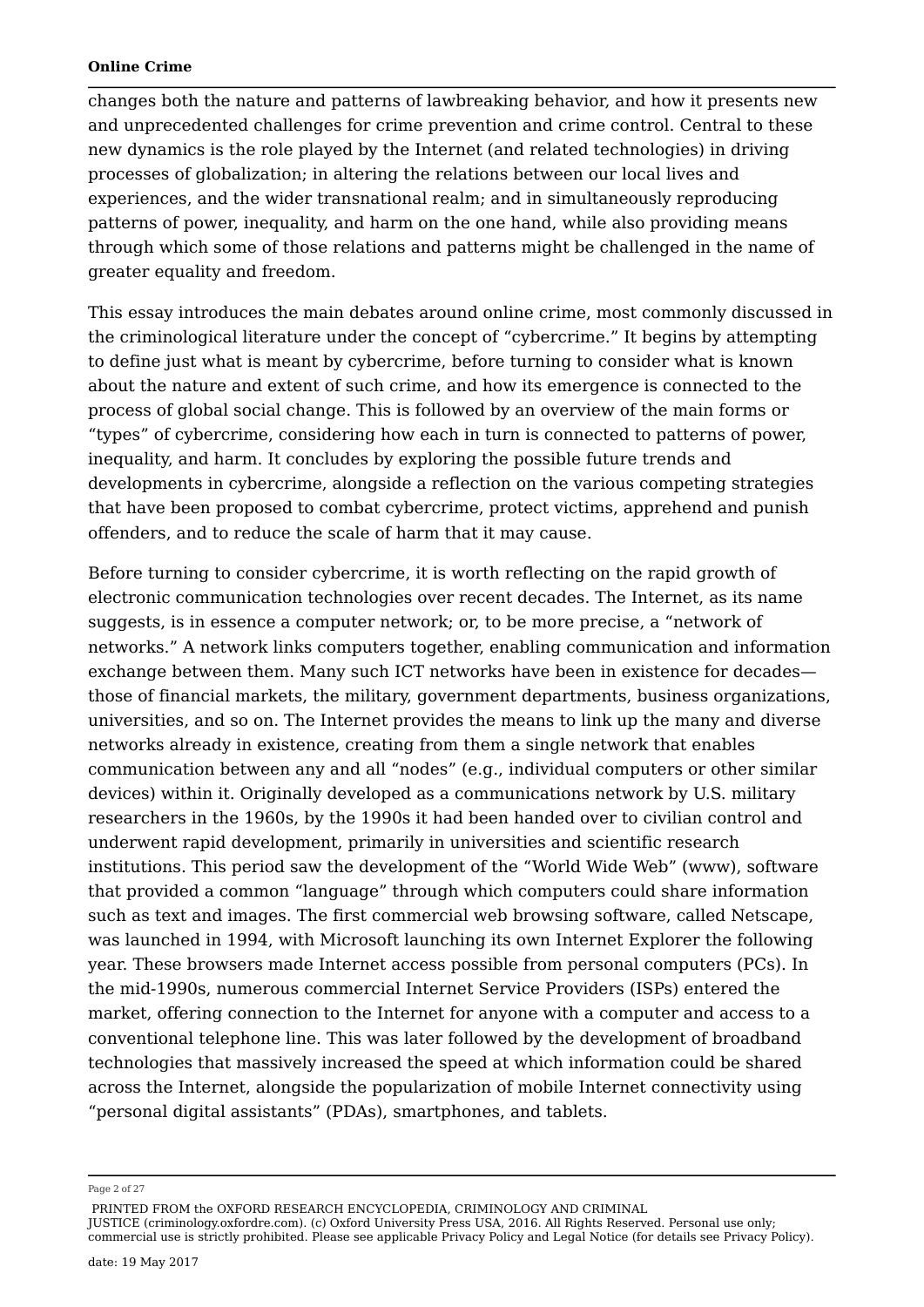changes both the nature and patterns of lawbreaking behavior, and how it presents new and unprecedented challenges for crime prevention and crime control. Central to these new dynamics is the role played by the Internet (and related technologies) in driving processes of globalization; in altering the relations between our local lives and experiences, and the wider transnational realm; and in simultaneously reproducing patterns of power, inequality, and harm on the one hand, while also providing means through which some of those relations and patterns might be challenged in the name of greater equality and freedom.

This essay introduces the main debates around online crime, most commonly discussed in the criminological literature under the concept of "cybercrime." It begins by attempting to define just what is meant by cybercrime, before turning to consider what is known about the nature and extent of such crime, and how its emergence is connected to the process of global social change. This is followed by an overview of the main forms or "types" of cybercrime, considering how each in turn is connected to patterns of power, inequality, and harm. It concludes by exploring the possible future trends and developments in cybercrime, alongside a reflection on the various competing strategies that have been proposed to combat cybercrime, protect victims, apprehend and punish offenders, and to reduce the scale of harm that it may cause.

Before turning to consider cybercrime, it is worth reflecting on the rapid growth of electronic communication technologies over recent decades. The Internet, as its name suggests, is in essence a computer network; or, to be more precise, a "network of networks." A network links computers together, enabling communication and information exchange between them. Many such ICT networks have been in existence for decades—those of financial markets, the military, government departments, business organizations, universities, and so on. The Internet provides the means to link up the many and diverse networks already in existence, creating from them a single network that enables communication between any and all "nodes" (e.g., individual computers or other similar devices) within it. Originally developed as a communications network by U.S. military researchers in the 1960s, by the 1990s it had been handed over to civilian control and underwent rapid development, primarily in universities and scientific research institutions. This period saw the development of the "World Wide Web" (www), software that provided a common "language" through which computers could share information such as text and images. The first commercial web browsing software, called Netscape, was launched in 1994, with Microsoft launching its own Internet Explorer the following year. These browsers made Internet access possible from personal computers (PCs). In the mid-1990s, numerous commercial Internet Service Providers (ISPs) entered the market, offering connection to the Internet for anyone with a computer and access to a conventional telephone line. This was later followed by the development of broadband technologies that massively increased the speed at which information could be shared across the Internet, alongside the popularization of mobile Internet connectivity using "personal digital assistants" (PDAs), smartphones, and tablets.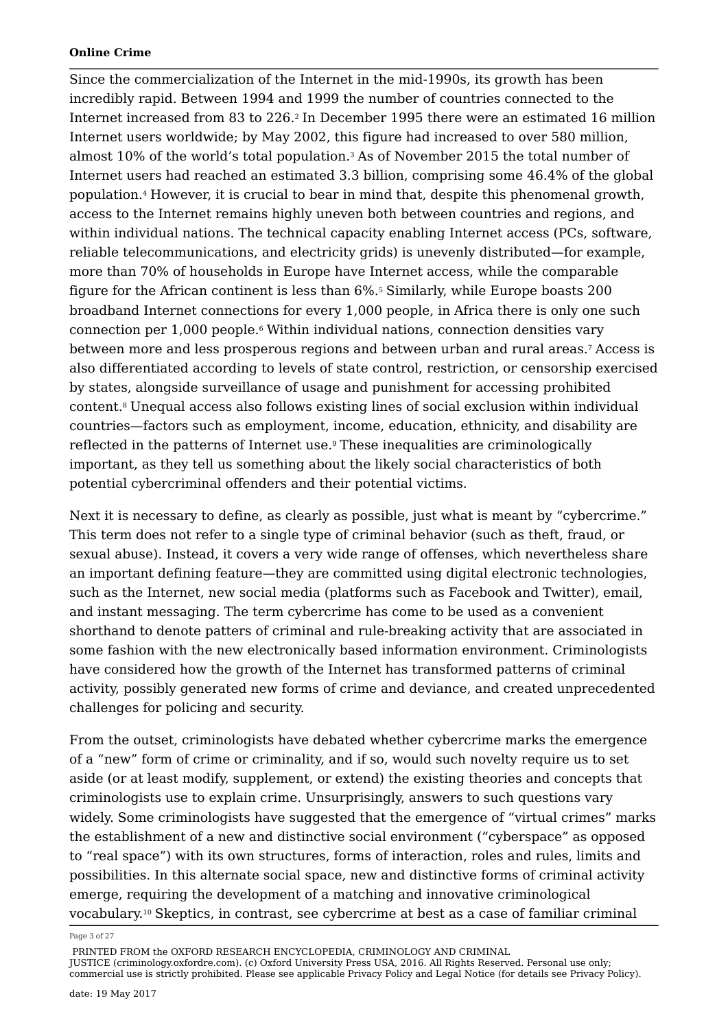Since the commercialization of the Internet in the mid-1990s, its growth has been incredibly rapid. Between 1994 and 1999 the number of countries connected to the Internet increased from 83 to 226.[2] In December 1995 there were an estimated 16 million Internet users worldwide; by May 2002, this figure had increased to over 580 million, almost 10% of the world's total population.[3] As of November 2015 the total number of Internet users had reached an estimated 3.3 billion, comprising some 46.4% of the global population.[4] However, it is crucial to bear in mind that, despite this phenomenal growth, access to the Internet remains highly uneven both between countries and regions, and within individual nations. The technical capacity enabling Internet access (PCs, software, reliable telecommunications, and electricity grids) is unevenly distributed—for example, more than 70% of households in Europe have Internet access, while the comparable figure for the African continent is less than 6%.[5] Similarly, while Europe boasts 200 broadband Internet connections for every 1,000 people, in Africa there is only one such connection per 1,000 people.[6] Within individual nations, connection densities vary between more and less prosperous regions and between urban and rural areas.[7] Access is also differentiated according to levels of state control, restriction, or censorship exercised by states, alongside surveillance of usage and punishment for accessing prohibited content.[8] Unequal access also follows existing lines of social exclusion within individual countries—factors such as employment, income, education, ethnicity, and disability are reflected in the patterns of Internet use.[9] These inequalities are criminologically important, as they tell us something about the likely social characteristics of both potential cybercriminal offenders and their potential victims.

Next it is necessary to define, as clearly as possible, just what is meant by "cybercrime." This term does not refer to a single type of criminal behavior (such as theft, fraud, or sexual abuse). Instead, it covers a very wide range of offenses, which nevertheless share an important defining feature—they are committed using digital electronic technologies, such as the Internet, new social media (platforms such as Facebook and Twitter), email, and instant messaging. The term cybercrime has come to be used as a convenient shorthand to denote patters of criminal and rule-breaking activity that are associated in some fashion with the new electronically based information environment. Criminologists have considered how the growth of the Internet has transformed patterns of criminal activity, possibly generated new forms of crime and deviance, and created unprecedented challenges for policing and security.

From the outset, criminologists have debated whether cybercrime marks the emergence of a "new" form of crime or criminality, and if so, would such novelty require us to set aside (or at least modify, supplement, or extend) the existing theories and concepts that criminologists use to explain crime. Unsurprisingly, answers to such questions vary widely. Some criminologists have suggested that the emergence of "virtual crimes" marks the establishment of a new and distinctive social environment ("cyberspace" as opposed to "real space") with its own structures, forms of interaction, roles and rules, limits and possibilities. In this alternate social space, new and distinctive forms of criminal activity emerge, requiring the development of a matching and innovative criminological vocabulary.[10] Skeptics, in contrast, see cybercrime at best as a case of familiar criminal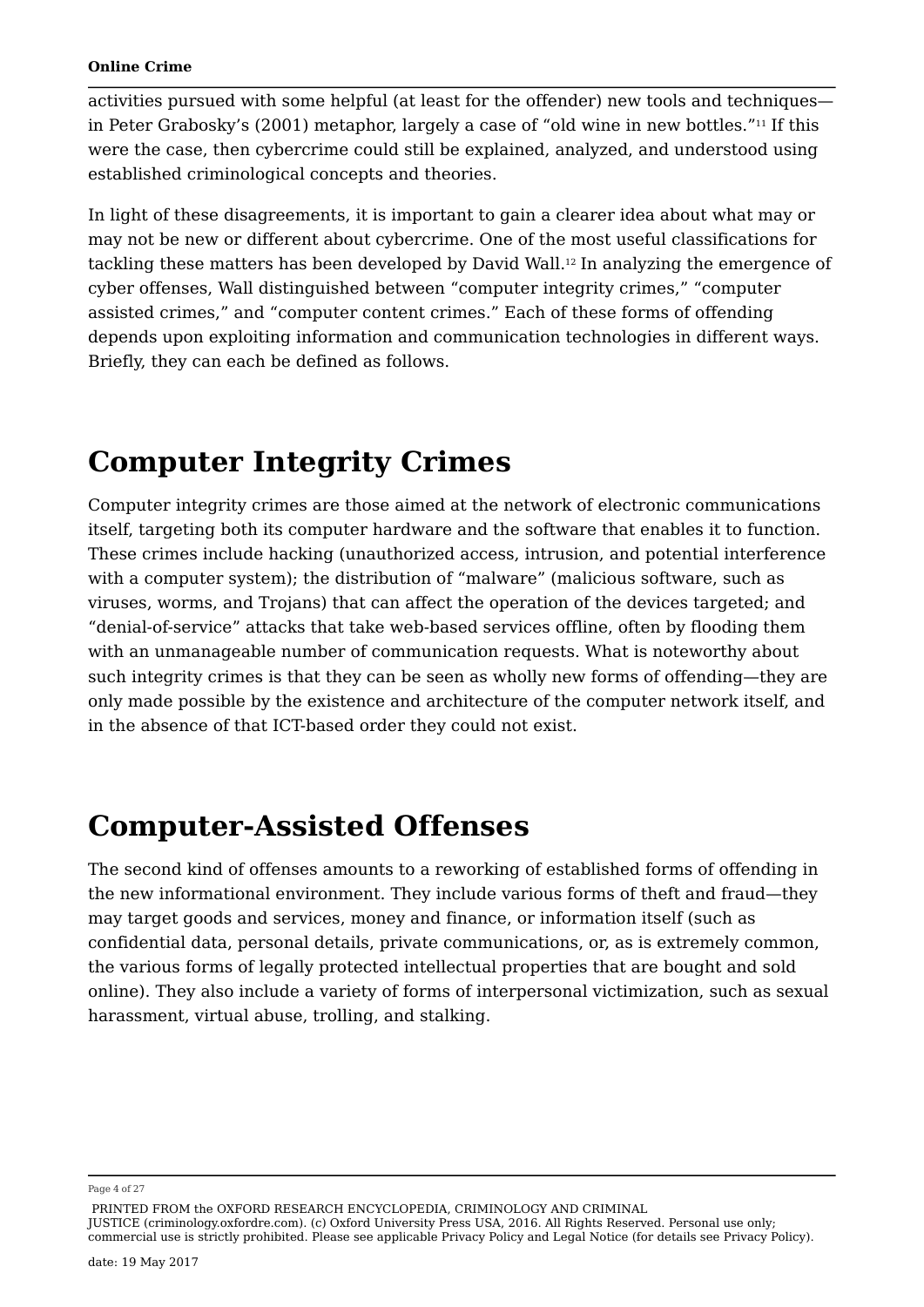activities pursued with some helpful (at least for the offender) new tools and techniques—in Peter Grabosky's (2001) metaphor, largely a case of "old wine in new bottles."[11] If this were the case, then cybercrime could still be explained, analyzed, and understood using established criminological concepts and theories.

In light of these disagreements, it is important to gain a clearer idea about what may or may not be new or different about cybercrime. One of the most useful classifications for tackling these matters has been developed by David Wall.[12] In analyzing the emergence of cyber offenses, Wall distinguished between "computer integrity crimes," "computer assisted crimes," and "computer content crimes." Each of these forms of offending depends upon exploiting information and communication technologies in different ways. Briefly, they can each be defined as follows.

# Computer Integrity Crimes

Computer integrity crimes are those aimed at the network of electronic communications itself, targeting both its computer hardware and the software that enables it to function. These crimes include hacking (unauthorized access, intrusion, and potential interference with a computer system); the distribution of "malware" (malicious software, such as viruses, worms, and Trojans) that can affect the operation of the devices targeted; and "denial-of-service" attacks that take web-based services offline, often by flooding them with an unmanageable number of communication requests. What is noteworthy about such integrity crimes is that they can be seen as wholly new forms of offending—they are only made possible by the existence and architecture of the computer network itself, and in the absence of that ICT-based order they could not exist.

# Computer-Assisted Offenses

The second kind of offenses amounts to a reworking of established forms of offending in the new informational environment. They include various forms of theft and fraud—they may target goods and services, money and finance, or information itself (such as confidential data, personal details, private communications, or, as is extremely common, the various forms of legally protected intellectual properties that are bought and sold online). They also include a variety of forms of interpersonal victimization, such as sexual harassment, virtual abuse, trolling, and stalking.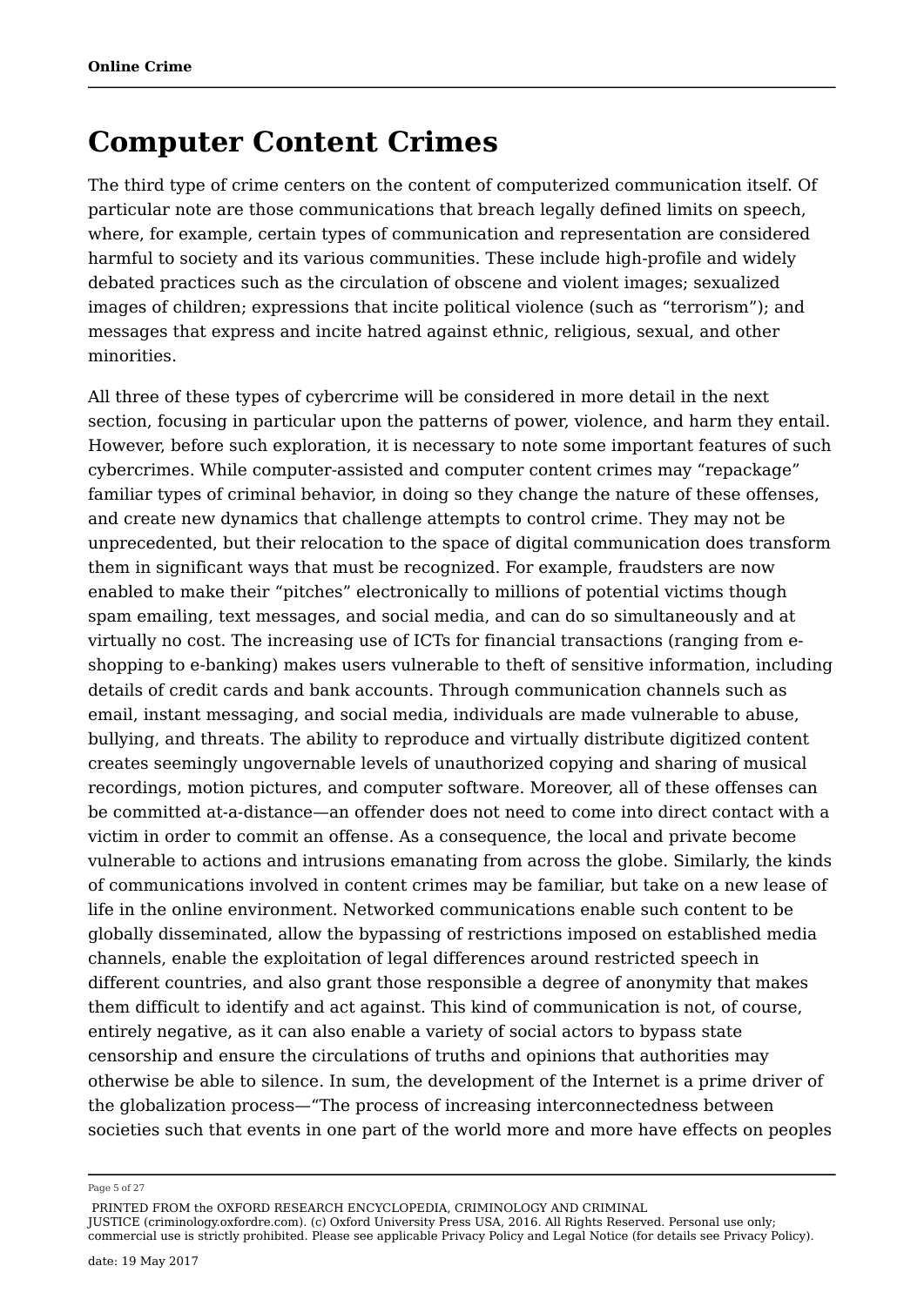# Computer Content Crimes

The third type of crime centers on the content of computerized communication itself. Of particular note are those communications that breach legally defined limits on speech, where, for example, certain types of communication and representation are considered harmful to society and its various communities. These include high-profile and widely debated practices such as the circulation of obscene and violent images; sexualized images of children; expressions that incite political violence (such as "terrorism"); and messages that express and incite hatred against ethnic, religious, sexual, and other minorities.

All three of these types of cybercrime will be considered in more detail in the next section, focusing in particular upon the patterns of power, violence, and harm they entail. However, before such exploration, it is necessary to note some important features of such cybercrimes. While computer-assisted and computer content crimes may "repackage" familiar types of criminal behavior, in doing so they change the nature of these offenses, and create new dynamics that challenge attempts to control crime. They may not be unprecedented, but their relocation to the space of digital communication does transform them in significant ways that must be recognized. For example, fraudsters are now enabled to make their "pitches" electronically to millions of potential victims though spam emailing, text messages, and social media, and can do so simultaneously and at virtually no cost. The increasing use of ICTs for financial transactions (ranging from e-shopping to e-banking) makes users vulnerable to theft of sensitive information, including details of credit cards and bank accounts. Through communication channels such as email, instant messaging, and social media, individuals are made vulnerable to abuse, bullying, and threats. The ability to reproduce and virtually distribute digitized content creates seemingly ungovernable levels of unauthorized copying and sharing of musical recordings, motion pictures, and computer software. Moreover, all of these offenses can be committed at-a-distance—an offender does not need to come into direct contact with a victim in order to commit an offense. As a consequence, the local and private become vulnerable to actions and intrusions emanating from across the globe. Similarly, the kinds of communications involved in content crimes may be familiar, but take on a new lease of life in the online environment. Networked communications enable such content to be globally disseminated, allow the bypassing of restrictions imposed on established media channels, enable the exploitation of legal differences around restricted speech in different countries, and also grant those responsible a degree of anonymity that makes them difficult to identify and act against. This kind of communication is not, of course, entirely negative, as it can also enable a variety of social actors to bypass state censorship and ensure the circulations of truths and opinions that authorities may otherwise be able to silence. In sum, the development of the Internet is a prime driver of the globalization process—"The process of increasing interconnectedness between societies such that events in one part of the world more and more have effects on peoples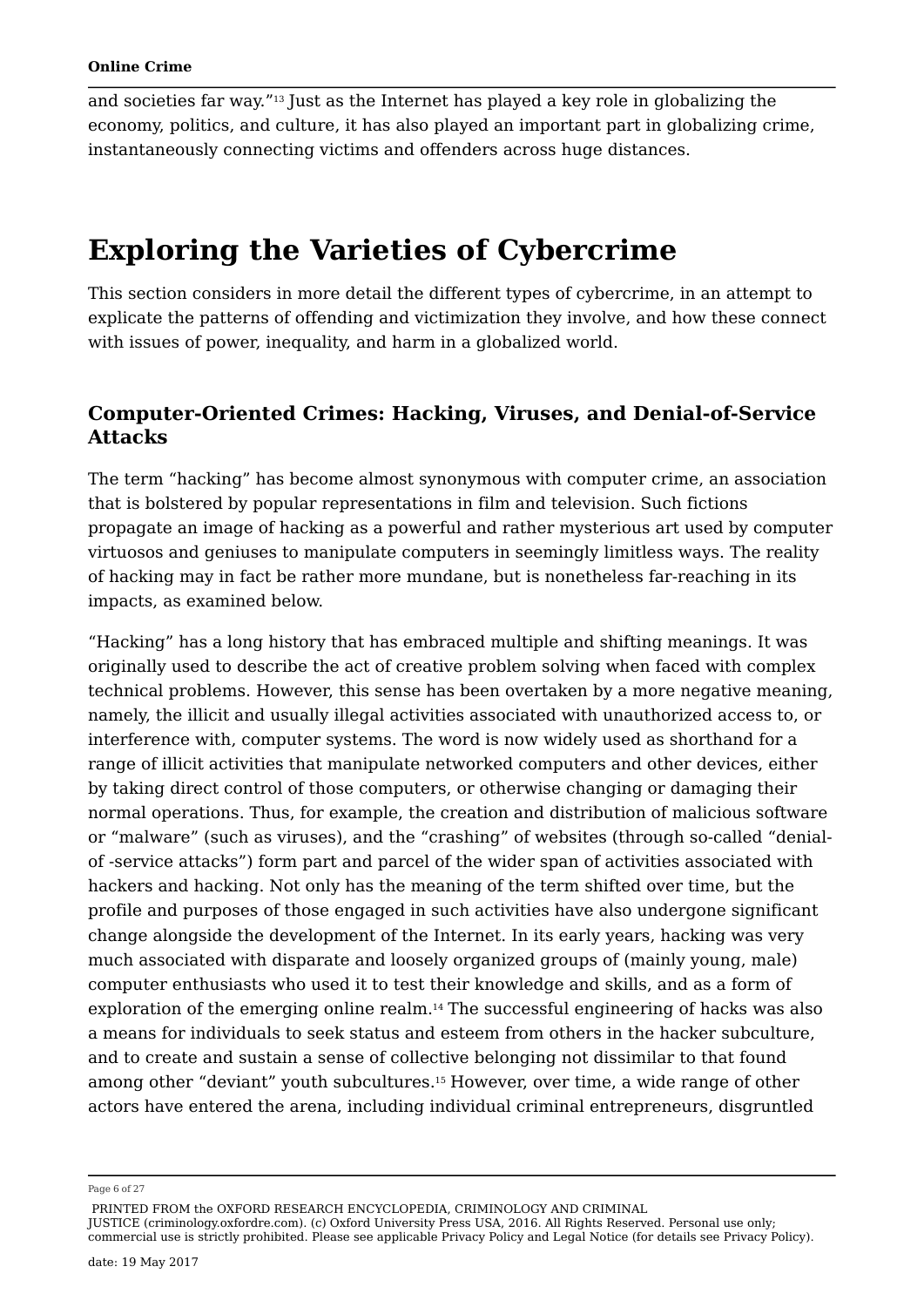and societies far way."[13] Just as the Internet has played a key role in globalizing the economy, politics, and culture, it has also played an important part in globalizing crime, instantaneously connecting victims and offenders across huge distances.

## Exploring the Varieties of Cybercrime

This section considers in more detail the different types of cybercrime, in an attempt to explicate the patterns of offending and victimization they involve, and how these connect with issues of power, inequality, and harm in a globalized world.

### Computer-Oriented Crimes: Hacking, Viruses, and Denial-of-Service Attacks

The term "hacking" has become almost synonymous with computer crime, an association that is bolstered by popular representations in film and television. Such fictions propagate an image of hacking as a powerful and rather mysterious art used by computer virtuosos and geniuses to manipulate computers in seemingly limitless ways. The reality of hacking may in fact be rather more mundane, but is nonetheless far-reaching in its impacts, as examined below.

"Hacking" has a long history that has embraced multiple and shifting meanings. It was originally used to describe the act of creative problem solving when faced with complex technical problems. However, this sense has been overtaken by a more negative meaning, namely, the illicit and usually illegal activities associated with unauthorized access to, or interference with, computer systems. The word is now widely used as shorthand for a range of illicit activities that manipulate networked computers and other devices, either by taking direct control of those computers, or otherwise changing or damaging their normal operations. Thus, for example, the creation and distribution of malicious software or "malware" (such as viruses), and the "crashing" of websites (through so-called "denial-of -service attacks") form part and parcel of the wider span of activities associated with hackers and hacking. Not only has the meaning of the term shifted over time, but the profile and purposes of those engaged in such activities have also undergone significant change alongside the development of the Internet. In its early years, hacking was very much associated with disparate and loosely organized groups of (mainly young, male) computer enthusiasts who used it to test their knowledge and skills, and as a form of exploration of the emerging online realm.[14] The successful engineering of hacks was also a means for individuals to seek status and esteem from others in the hacker subculture, and to create and sustain a sense of collective belonging not dissimilar to that found among other "deviant" youth subcultures.[15] However, over time, a wide range of other actors have entered the arena, including individual criminal entrepreneurs, disgruntled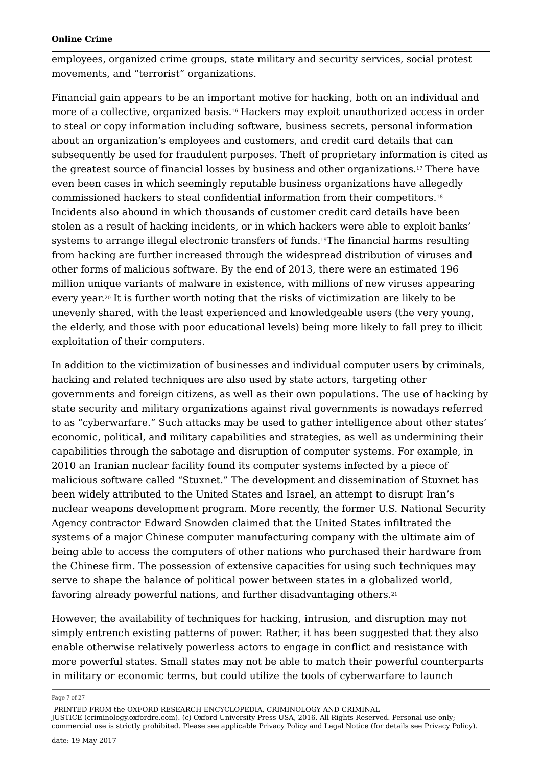employees, organized crime groups, state military and security services, social protest movements, and "terrorist" organizations.

Financial gain appears to be an important motive for hacking, both on an individual and more of a collective, organized basis.[16] Hackers may exploit unauthorized access in order to steal or copy information including software, business secrets, personal information about an organization's employees and customers, and credit card details that can subsequently be used for fraudulent purposes. Theft of proprietary information is cited as the greatest source of financial losses by business and other organizations.[17] There have even been cases in which seemingly reputable business organizations have allegedly commissioned hackers to steal confidential information from their competitors.[18] Incidents also abound in which thousands of customer credit card details have been stolen as a result of hacking incidents, or in which hackers were able to exploit banks' systems to arrange illegal electronic transfers of funds.[19]The financial harms resulting from hacking are further increased through the widespread distribution of viruses and other forms of malicious software. By the end of 2013, there were an estimated 196 million unique variants of malware in existence, with millions of new viruses appearing every year.[20] It is further worth noting that the risks of victimization are likely to be unevenly shared, with the least experienced and knowledgeable users (the very young, the elderly, and those with poor educational levels) being more likely to fall prey to illicit exploitation of their computers.

In addition to the victimization of businesses and individual computer users by criminals, hacking and related techniques are also used by state actors, targeting other governments and foreign citizens, as well as their own populations. The use of hacking by state security and military organizations against rival governments is nowadays referred to as "cyberwarfare." Such attacks may be used to gather intelligence about other states' economic, political, and military capabilities and strategies, as well as undermining their capabilities through the sabotage and disruption of computer systems. For example, in 2010 an Iranian nuclear facility found its computer systems infected by a piece of malicious software called "Stuxnet." The development and dissemination of Stuxnet has been widely attributed to the United States and Israel, an attempt to disrupt Iran's nuclear weapons development program. More recently, the former U.S. National Security Agency contractor Edward Snowden claimed that the United States infiltrated the systems of a major Chinese computer manufacturing company with the ultimate aim of being able to access the computers of other nations who purchased their hardware from the Chinese firm. The possession of extensive capacities for using such techniques may serve to shape the balance of political power between states in a globalized world, favoring already powerful nations, and further disadvantaging others.[21]

However, the availability of techniques for hacking, intrusion, and disruption may not simply entrench existing patterns of power. Rather, it has been suggested that they also enable otherwise relatively powerless actors to engage in conflict and resistance with more powerful states. Small states may not be able to match their powerful counterparts in military or economic terms, but could utilize the tools of cyberwarfare to launch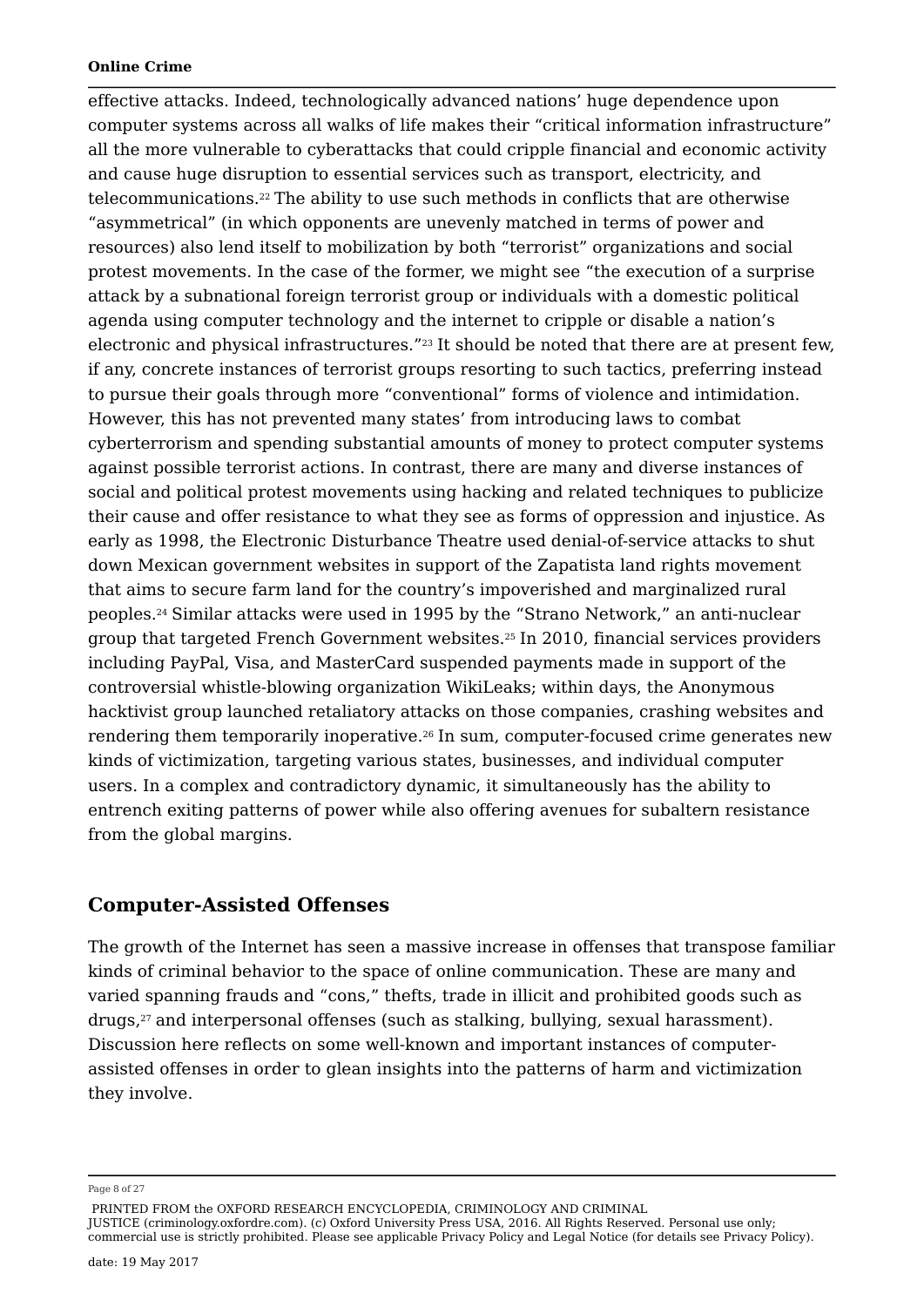effective attacks. Indeed, technologically advanced nations' huge dependence upon computer systems across all walks of life makes their "critical information infrastructure" all the more vulnerable to cyberattacks that could cripple financial and economic activity and cause huge disruption to essential services such as transport, electricity, and telecommunications.[22] The ability to use such methods in conflicts that are otherwise "asymmetrical" (in which opponents are unevenly matched in terms of power and resources) also lend itself to mobilization by both "terrorist" organizations and social protest movements. In the case of the former, we might see "the execution of a surprise attack by a subnational foreign terrorist group or individuals with a domestic political agenda using computer technology and the internet to cripple or disable a nation's electronic and physical infrastructures."[23] It should be noted that there are at present few, if any, concrete instances of terrorist groups resorting to such tactics, preferring instead to pursue their goals through more "conventional" forms of violence and intimidation. However, this has not prevented many states' from introducing laws to combat cyberterrorism and spending substantial amounts of money to protect computer systems against possible terrorist actions. In contrast, there are many and diverse instances of social and political protest movements using hacking and related techniques to publicize their cause and offer resistance to what they see as forms of oppression and injustice. As early as 1998, the Electronic Disturbance Theatre used denial-of-service attacks to shut down Mexican government websites in support of the Zapatista land rights movement that aims to secure farm land for the country's impoverished and marginalized rural peoples.[24] Similar attacks were used in 1995 by the "Strano Network," an anti-nuclear group that targeted French Government websites.[25] In 2010, financial services providers including PayPal, Visa, and MasterCard suspended payments made in support of the controversial whistle-blowing organization WikiLeaks; within days, the Anonymous hacktivist group launched retaliatory attacks on those companies, crashing websites and rendering them temporarily inoperative.[26] In sum, computer-focused crime generates new kinds of victimization, targeting various states, businesses, and individual computer users. In a complex and contradictory dynamic, it simultaneously has the ability to entrench exiting patterns of power while also offering avenues for subaltern resistance from the global margins.

## Computer-Assisted Offenses

The growth of the Internet has seen a massive increase in offenses that transpose familiar kinds of criminal behavior to the space of online communication. These are many and varied spanning frauds and "cons," thefts, trade in illicit and prohibited goods such as drugs,[27] and interpersonal offenses (such as stalking, bullying, sexual harassment). Discussion here reflects on some well-known and important instances of computer-assisted offenses in order to glean insights into the patterns of harm and victimization they involve.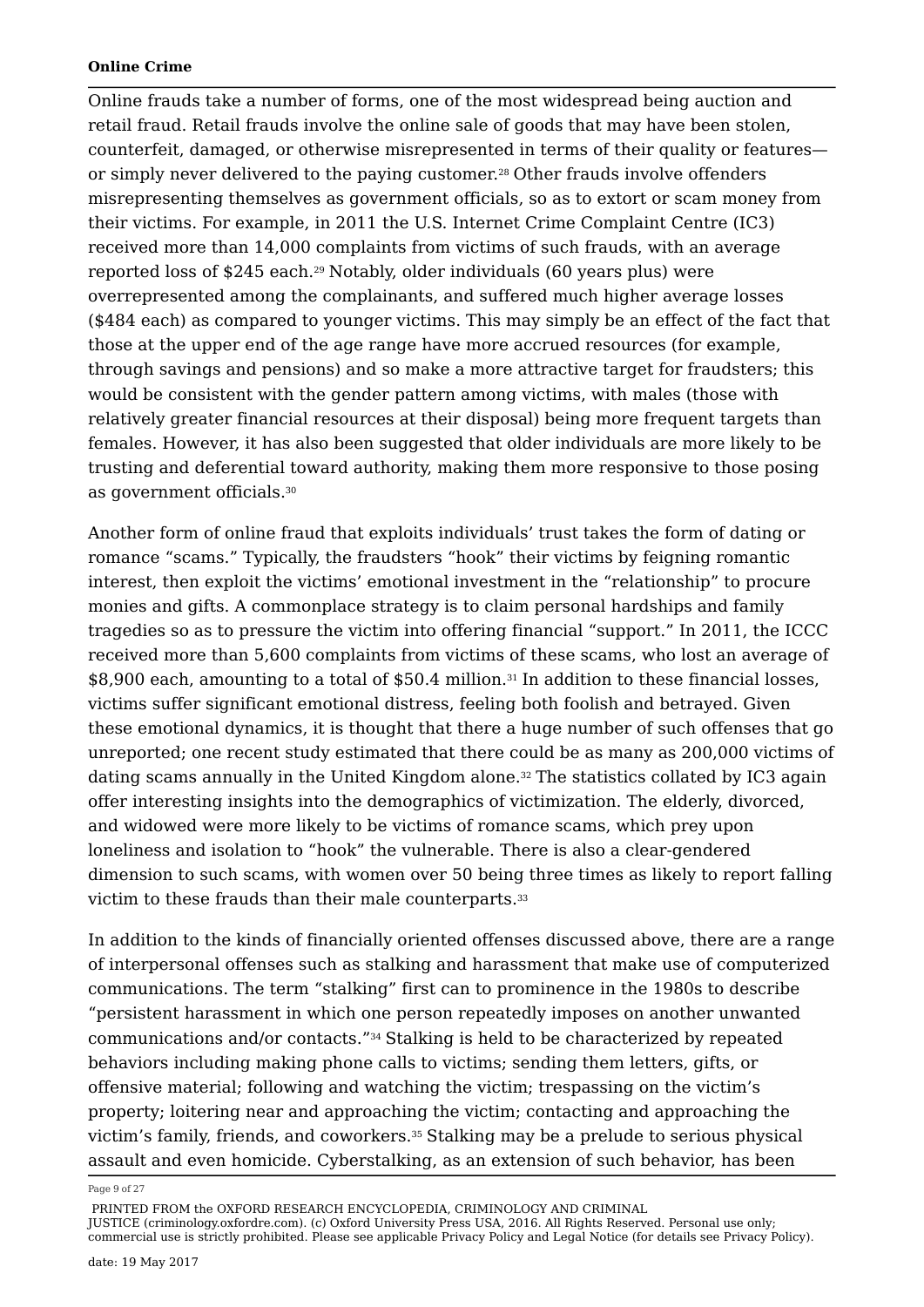Online frauds take a number of forms, one of the most widespread being auction and retail fraud. Retail frauds involve the online sale of goods that may have been stolen, counterfeit, damaged, or otherwise misrepresented in terms of their quality or features—or simply never delivered to the paying customer.[28] Other frauds involve offenders misrepresenting themselves as government officials, so as to extort or scam money from their victims. For example, in 2011 the U.S. Internet Crime Complaint Centre (IC3) received more than 14,000 complaints from victims of such frauds, with an average reported loss of $245 each.[29] Notably, older individuals (60 years plus) were overrepresented among the complainants, and suffered much higher average losses ($484 each) as compared to younger victims. This may simply be an effect of the fact that those at the upper end of the age range have more accrued resources (for example, through savings and pensions) and so make a more attractive target for fraudsters; this would be consistent with the gender pattern among victims, with males (those with relatively greater financial resources at their disposal) being more frequent targets than females. However, it has also been suggested that older individuals are more likely to be trusting and deferential toward authority, making them more responsive to those posing as government officials.[30]

Another form of online fraud that exploits individuals' trust takes the form of dating or romance "scams." Typically, the fraudsters "hook" their victims by feigning romantic interest, then exploit the victims' emotional investment in the "relationship" to procure monies and gifts. A commonplace strategy is to claim personal hardships and family tragedies so as to pressure the victim into offering financial "support." In 2011, the ICCC received more than 5,600 complaints from victims of these scams, who lost an average of $8,900 each, amounting to a total of $50.4 million.[31] In addition to these financial losses, victims suffer significant emotional distress, feeling both foolish and betrayed. Given these emotional dynamics, it is thought that there a huge number of such offenses that go unreported; one recent study estimated that there could be as many as 200,000 victims of dating scams annually in the United Kingdom alone.[32] The statistics collated by IC3 again offer interesting insights into the demographics of victimization. The elderly, divorced, and widowed were more likely to be victims of romance scams, which prey upon loneliness and isolation to "hook" the vulnerable. There is also a clear-gendered dimension to such scams, with women over 50 being three times as likely to report falling victim to these frauds than their male counterparts.[33]

In addition to the kinds of financially oriented offenses discussed above, there are a range of interpersonal offenses such as stalking and harassment that make use of computerized communications. The term "stalking" first can to prominence in the 1980s to describe "persistent harassment in which one person repeatedly imposes on another unwanted communications and/or contacts."[34] Stalking is held to be characterized by repeated behaviors including making phone calls to victims; sending them letters, gifts, or offensive material; following and watching the victim; trespassing on the victim's property; loitering near and approaching the victim; contacting and approaching the victim's family, friends, and coworkers.[35] Stalking may be a prelude to serious physical assault and even homicide. Cyberstalking, as an extension of such behavior, has been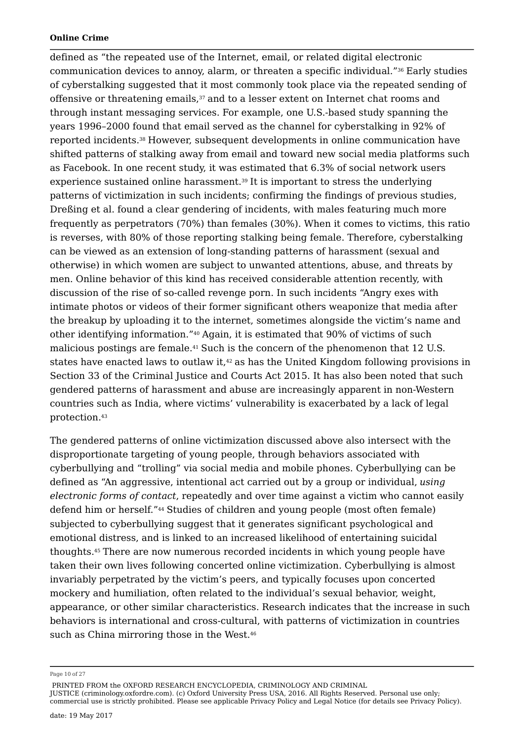defined as "the repeated use of the Internet, email, or related digital electronic communication devices to annoy, alarm, or threaten a specific individual."[36] Early studies of cyberstalking suggested that it most commonly took place via the repeated sending of offensive or threatening emails,[37] and to a lesser extent on Internet chat rooms and through instant messaging services. For example, one U.S.-based study spanning the years 1996–2000 found that email served as the channel for cyberstalking in 92% of reported incidents.[38] However, subsequent developments in online communication have shifted patterns of stalking away from email and toward new social media platforms such as Facebook. In one recent study, it was estimated that 6.3% of social network users experience sustained online harassment.[39] It is important to stress the underlying patterns of victimization in such incidents; confirming the findings of previous studies, Dreßing et al. found a clear gendering of incidents, with males featuring much more frequently as perpetrators (70%) than females (30%). When it comes to victims, this ratio is reverses, with 80% of those reporting stalking being female. Therefore, cyberstalking can be viewed as an extension of long-standing patterns of harassment (sexual and otherwise) in which women are subject to unwanted attentions, abuse, and threats by men. Online behavior of this kind has received considerable attention recently, with discussion of the rise of so-called revenge porn. In such incidents "Angry exes with intimate photos or videos of their former significant others weaponize that media after the breakup by uploading it to the internet, sometimes alongside the victim's name and other identifying information."[40] Again, it is estimated that 90% of victims of such malicious postings are female.[41] Such is the concern of the phenomenon that 12 U.S. states have enacted laws to outlaw it,[42] as has the United Kingdom following provisions in Section 33 of the Criminal Justice and Courts Act 2015. It has also been noted that such gendered patterns of harassment and abuse are increasingly apparent in non-Western countries such as India, where victims' vulnerability is exacerbated by a lack of legal protection.[43]

The gendered patterns of online victimization discussed above also intersect with the disproportionate targeting of young people, through behaviors associated with cyberbullying and "trolling" via social media and mobile phones. Cyberbullying can be defined as "An aggressive, intentional act carried out by a group or individual, *using electronic forms of contact*, repeatedly and over time against a victim who cannot easily defend him or herself."[44] Studies of children and young people (most often female) subjected to cyberbullying suggest that it generates significant psychological and emotional distress, and is linked to an increased likelihood of entertaining suicidal thoughts.[45] There are now numerous recorded incidents in which young people have taken their own lives following concerted online victimization. Cyberbullying is almost invariably perpetrated by the victim's peers, and typically focuses upon concerted mockery and humiliation, often related to the individual's sexual behavior, weight, appearance, or other similar characteristics. Research indicates that the increase in such behaviors is international and cross-cultural, with patterns of victimization in countries such as China mirroring those in the West.[46]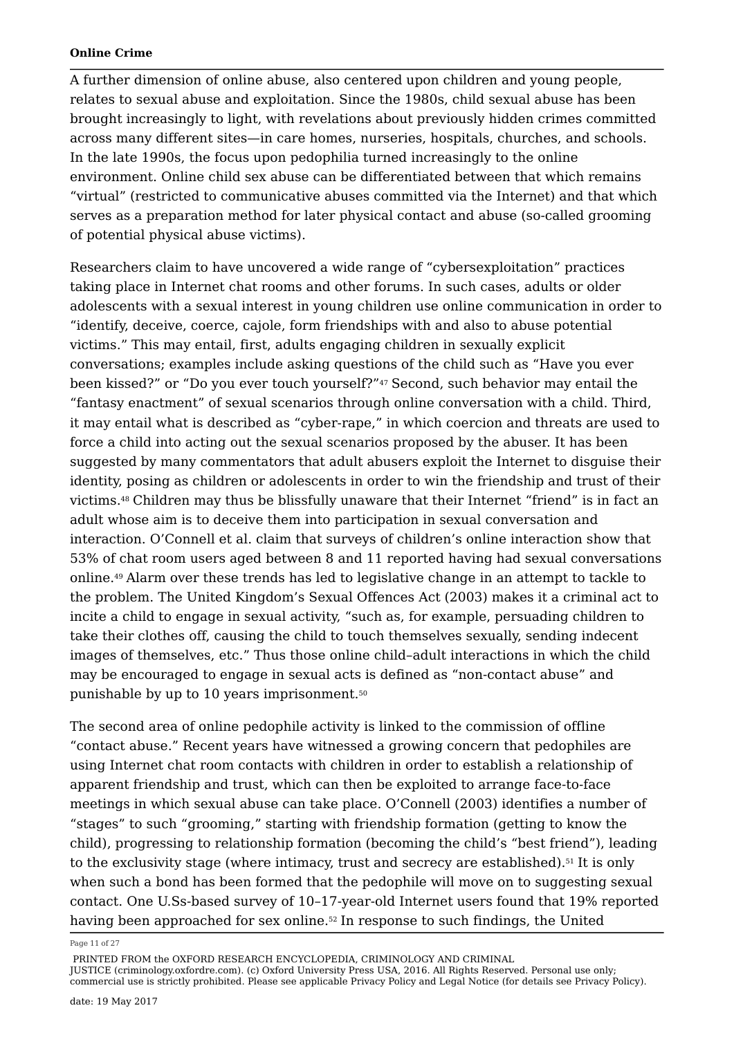A further dimension of online abuse, also centered upon children and young people, relates to sexual abuse and exploitation. Since the 1980s, child sexual abuse has been brought increasingly to light, with revelations about previously hidden crimes committed across many different sites—in care homes, nurseries, hospitals, churches, and schools. In the late 1990s, the focus upon pedophilia turned increasingly to the online environment. Online child sex abuse can be differentiated between that which remains "virtual" (restricted to communicative abuses committed via the Internet) and that which serves as a preparation method for later physical contact and abuse (so-called grooming of potential physical abuse victims).

Researchers claim to have uncovered a wide range of "cybersexploitation" practices taking place in Internet chat rooms and other forums. In such cases, adults or older adolescents with a sexual interest in young children use online communication in order to "identify, deceive, coerce, cajole, form friendships with and also to abuse potential victims." This may entail, first, adults engaging children in sexually explicit conversations; examples include asking questions of the child such as "Have you ever been kissed?" or "Do you ever touch yourself?"[47] Second, such behavior may entail the "fantasy enactment" of sexual scenarios through online conversation with a child. Third, it may entail what is described as "cyber-rape," in which coercion and threats are used to force a child into acting out the sexual scenarios proposed by the abuser. It has been suggested by many commentators that adult abusers exploit the Internet to disguise their identity, posing as children or adolescents in order to win the friendship and trust of their victims.[48] Children may thus be blissfully unaware that their Internet "friend" is in fact an adult whose aim is to deceive them into participation in sexual conversation and interaction. O'Connell et al. claim that surveys of children's online interaction show that 53% of chat room users aged between 8 and 11 reported having had sexual conversations online.[49] Alarm over these trends has led to legislative change in an attempt to tackle to the problem. The United Kingdom's Sexual Offences Act (2003) makes it a criminal act to incite a child to engage in sexual activity, "such as, for example, persuading children to take their clothes off, causing the child to touch themselves sexually, sending indecent images of themselves, etc." Thus those online child–adult interactions in which the child may be encouraged to engage in sexual acts is defined as "non-contact abuse" and punishable by up to 10 years imprisonment.[50]

The second area of online pedophile activity is linked to the commission of offline "contact abuse." Recent years have witnessed a growing concern that pedophiles are using Internet chat room contacts with children in order to establish a relationship of apparent friendship and trust, which can then be exploited to arrange face-to-face meetings in which sexual abuse can take place. O'Connell (2003) identifies a number of "stages" to such "grooming," starting with friendship formation (getting to know the child), progressing to relationship formation (becoming the child's "best friend"), leading to the exclusivity stage (where intimacy, trust and secrecy are established).[51] It is only when such a bond has been formed that the pedophile will move on to suggesting sexual contact. One U.Ss-based survey of 10–17-year-old Internet users found that 19% reported having been approached for sex online.[52] In response to such findings, the United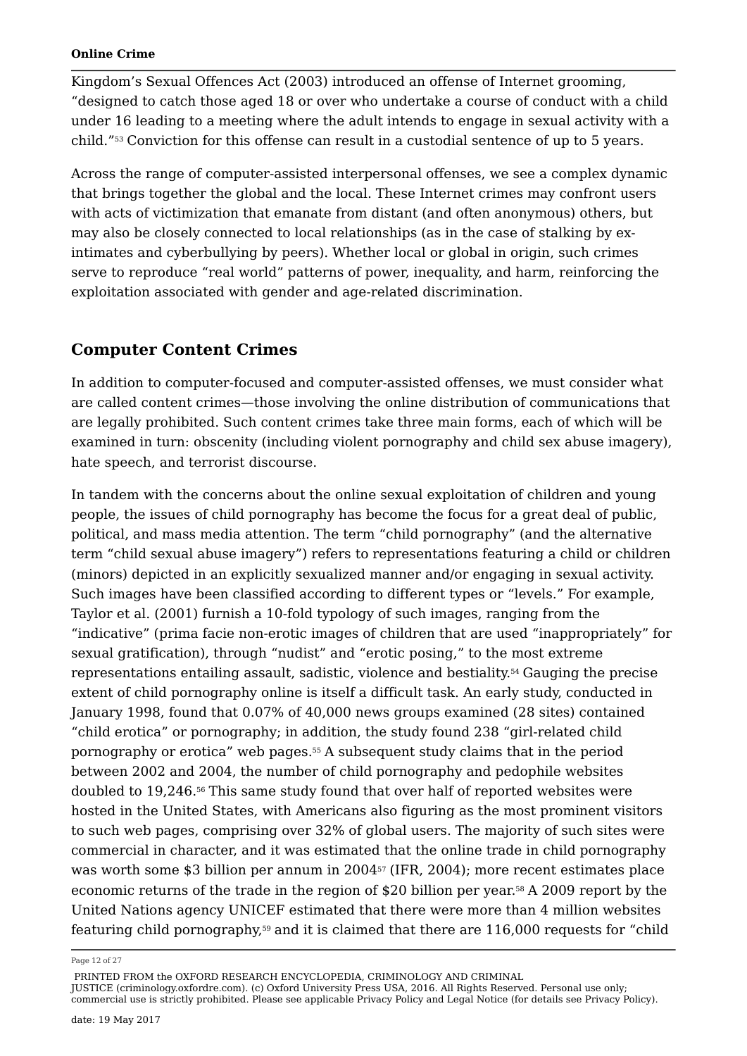Kingdom's Sexual Offences Act (2003) introduced an offense of Internet grooming, "designed to catch those aged 18 or over who undertake a course of conduct with a child under 16 leading to a meeting where the adult intends to engage in sexual activity with a child."[53] Conviction for this offense can result in a custodial sentence of up to 5 years.

Across the range of computer-assisted interpersonal offenses, we see a complex dynamic that brings together the global and the local. These Internet crimes may confront users with acts of victimization that emanate from distant (and often anonymous) others, but may also be closely connected to local relationships (as in the case of stalking by ex-intimates and cyberbullying by peers). Whether local or global in origin, such crimes serve to reproduce "real world" patterns of power, inequality, and harm, reinforcing the exploitation associated with gender and age-related discrimination.

## Computer Content Crimes

In addition to computer-focused and computer-assisted offenses, we must consider what are called content crimes—those involving the online distribution of communications that are legally prohibited. Such content crimes take three main forms, each of which will be examined in turn: obscenity (including violent pornography and child sex abuse imagery), hate speech, and terrorist discourse.

In tandem with the concerns about the online sexual exploitation of children and young people, the issues of child pornography has become the focus for a great deal of public, political, and mass media attention. The term "child pornography" (and the alternative term "child sexual abuse imagery") refers to representations featuring a child or children (minors) depicted in an explicitly sexualized manner and/or engaging in sexual activity. Such images have been classified according to different types or "levels." For example, Taylor et al. (2001) furnish a 10-fold typology of such images, ranging from the "indicative" (prima facie non-erotic images of children that are used "inappropriately" for sexual gratification), through "nudist" and "erotic posing," to the most extreme representations entailing assault, sadistic, violence and bestiality.[54] Gauging the precise extent of child pornography online is itself a difficult task. An early study, conducted in January 1998, found that 0.07% of 40,000 news groups examined (28 sites) contained "child erotica" or pornography; in addition, the study found 238 "girl-related child pornography or erotica" web pages.[55] A subsequent study claims that in the period between 2002 and 2004, the number of child pornography and pedophile websites doubled to 19,246.[56] This same study found that over half of reported websites were hosted in the United States, with Americans also figuring as the most prominent visitors to such web pages, comprising over 32% of global users. The majority of such sites were commercial in character, and it was estimated that the online trade in child pornography was worth some $3 billion per annum in 2004[57] (IFR, 2004); more recent estimates place economic returns of the trade in the region of $20 billion per year.[58] A 2009 report by the United Nations agency UNICEF estimated that there were more than 4 million websites featuring child pornography,[59] and it is claimed that there are 116,000 requests for "child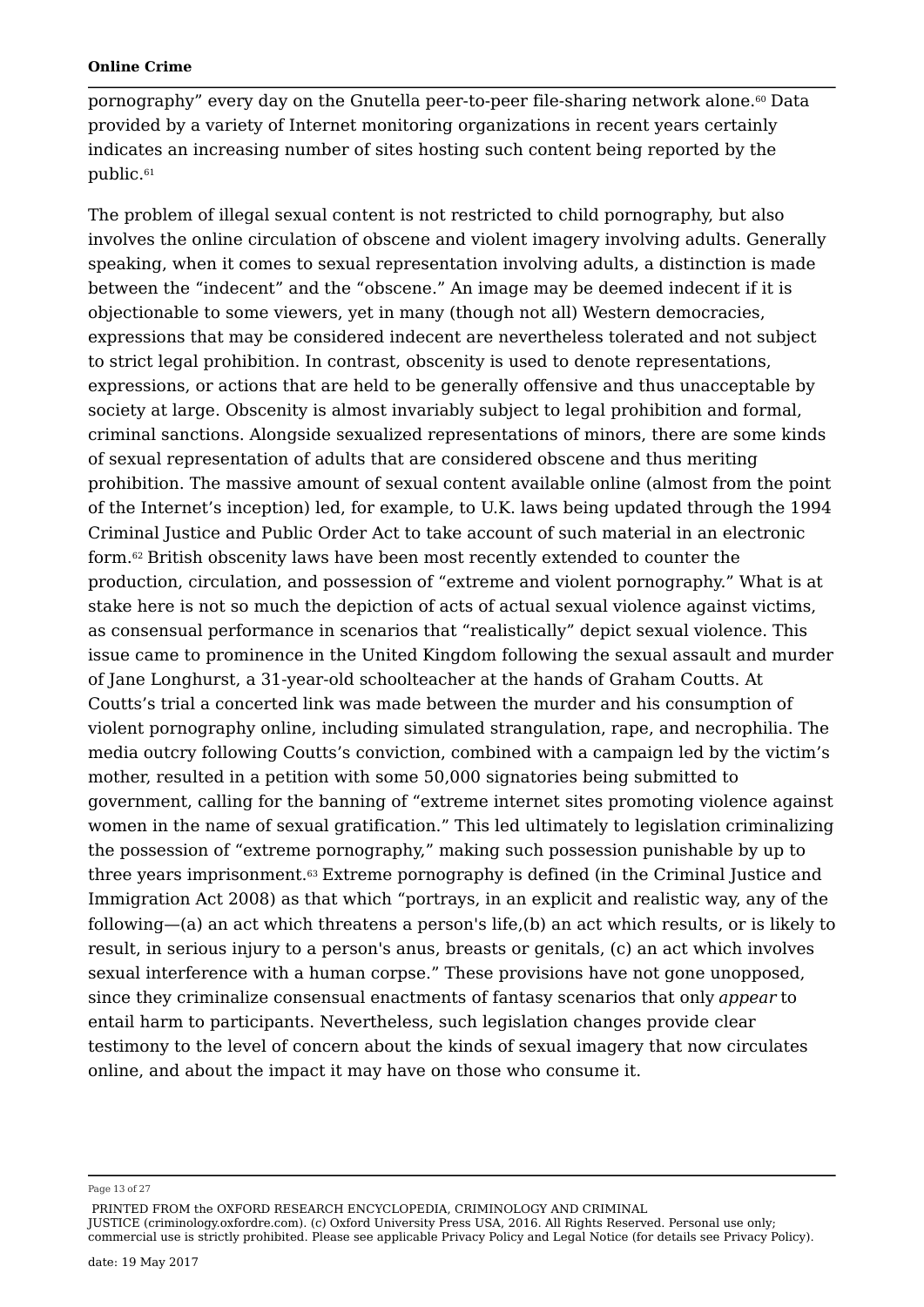pornography" every day on the Gnutella peer-to-peer file-sharing network alone.[60] Data provided by a variety of Internet monitoring organizations in recent years certainly indicates an increasing number of sites hosting such content being reported by the public.[61]

The problem of illegal sexual content is not restricted to child pornography, but also involves the online circulation of obscene and violent imagery involving adults. Generally speaking, when it comes to sexual representation involving adults, a distinction is made between the "indecent" and the "obscene." An image may be deemed indecent if it is objectionable to some viewers, yet in many (though not all) Western democracies, expressions that may be considered indecent are nevertheless tolerated and not subject to strict legal prohibition. In contrast, obscenity is used to denote representations, expressions, or actions that are held to be generally offensive and thus unacceptable by society at large. Obscenity is almost invariably subject to legal prohibition and formal, criminal sanctions. Alongside sexualized representations of minors, there are some kinds of sexual representation of adults that are considered obscene and thus meriting prohibition. The massive amount of sexual content available online (almost from the point of the Internet's inception) led, for example, to U.K. laws being updated through the 1994 Criminal Justice and Public Order Act to take account of such material in an electronic form.[62] British obscenity laws have been most recently extended to counter the production, circulation, and possession of "extreme and violent pornography." What is at stake here is not so much the depiction of acts of actual sexual violence against victims, as consensual performance in scenarios that "realistically" depict sexual violence. This issue came to prominence in the United Kingdom following the sexual assault and murder of Jane Longhurst, a 31-year-old schoolteacher at the hands of Graham Coutts. At Coutts's trial a concerted link was made between the murder and his consumption of violent pornography online, including simulated strangulation, rape, and necrophilia. The media outcry following Coutts's conviction, combined with a campaign led by the victim's mother, resulted in a petition with some 50,000 signatories being submitted to government, calling for the banning of "extreme internet sites promoting violence against women in the name of sexual gratification." This led ultimately to legislation criminalizing the possession of "extreme pornography," making such possession punishable by up to three years imprisonment.[63] Extreme pornography is defined (in the Criminal Justice and Immigration Act 2008) as that which "portrays, in an explicit and realistic way, any of the following—(a) an act which threatens a person's life,(b) an act which results, or is likely to result, in serious injury to a person's anus, breasts or genitals, (c) an act which involves sexual interference with a human corpse." These provisions have not gone unopposed, since they criminalize consensual enactments of fantasy scenarios that only *appear* to entail harm to participants. Nevertheless, such legislation changes provide clear testimony to the level of concern about the kinds of sexual imagery that now circulates online, and about the impact it may have on those who consume it.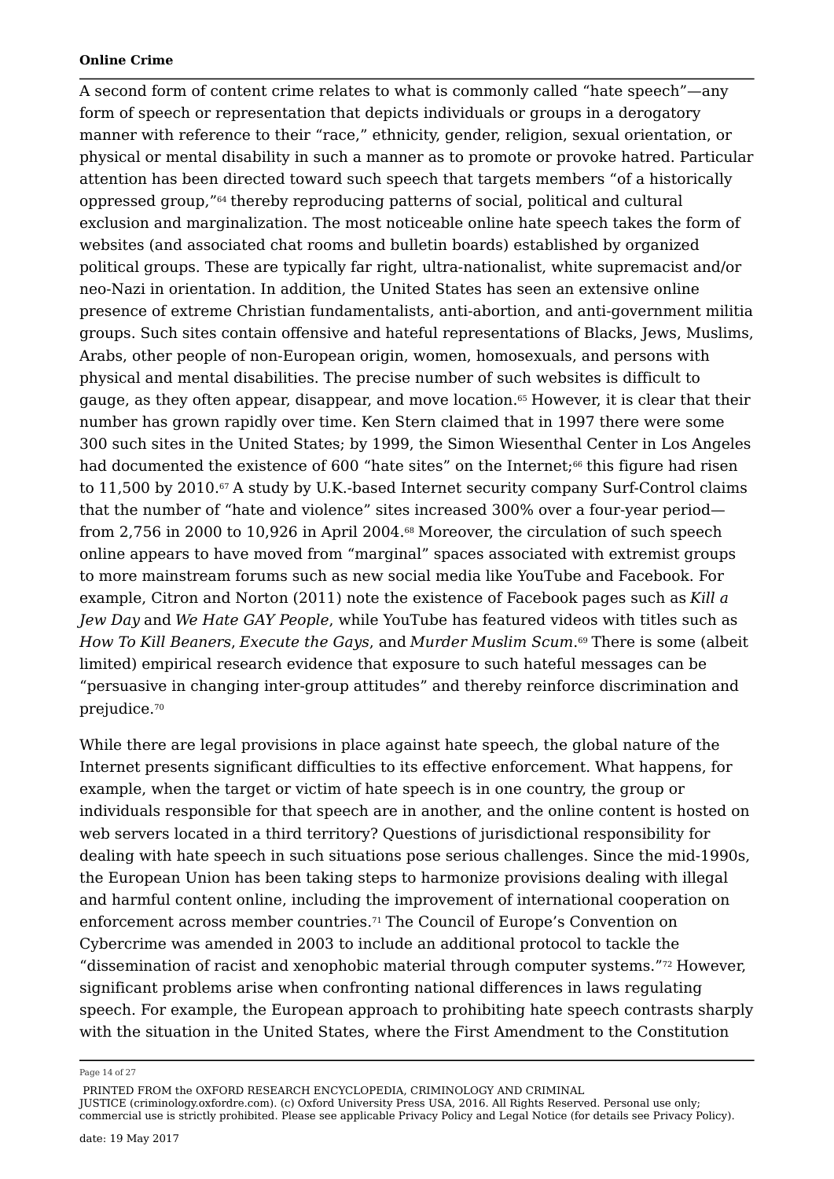A second form of content crime relates to what is commonly called “hate speech”—any form of speech or representation that depicts individuals or groups in a derogatory manner with reference to their “race,” ethnicity, gender, religion, sexual orientation, or physical or mental disability in such a manner as to promote or provoke hatred. Particular attention has been directed toward such speech that targets members “of a historically oppressed group,”[64] thereby reproducing patterns of social, political and cultural exclusion and marginalization. The most noticeable online hate speech takes the form of websites (and associated chat rooms and bulletin boards) established by organized political groups. These are typically far right, ultra-nationalist, white supremacist and/or neo-Nazi in orientation. In addition, the United States has seen an extensive online presence of extreme Christian fundamentalists, anti-abortion, and anti-government militia groups. Such sites contain offensive and hateful representations of Blacks, Jews, Muslims, Arabs, other people of non-European origin, women, homosexuals, and persons with physical and mental disabilities. The precise number of such websites is difficult to gauge, as they often appear, disappear, and move location.[65] However, it is clear that their number has grown rapidly over time. Ken Stern claimed that in 1997 there were some 300 such sites in the United States; by 1999, the Simon Wiesenthal Center in Los Angeles had documented the existence of 600 “hate sites” on the Internet;[66] this figure had risen to 11,500 by 2010.[67] A study by U.K.-based Internet security company Surf-Control claims that the number of “hate and violence” sites increased 300% over a four-year period—from 2,756 in 2000 to 10,926 in April 2004.[68] Moreover, the circulation of such speech online appears to have moved from “marginal” spaces associated with extremist groups to more mainstream forums such as new social media like YouTube and Facebook. For example, Citron and Norton (2011) note the existence of Facebook pages such as *Kill a Jew Day* and *We Hate GAY People*, while YouTube has featured videos with titles such as *How To Kill Beaners*, *Execute the Gays*, and *Murder Muslim Scum*.[69] There is some (albeit limited) empirical research evidence that exposure to such hateful messages can be “persuasive in changing inter-group attitudes” and thereby reinforce discrimination and prejudice.[70]

While there are legal provisions in place against hate speech, the global nature of the Internet presents significant difficulties to its effective enforcement. What happens, for example, when the target or victim of hate speech is in one country, the group or individuals responsible for that speech are in another, and the online content is hosted on web servers located in a third territory? Questions of jurisdictional responsibility for dealing with hate speech in such situations pose serious challenges. Since the mid-1990s, the European Union has been taking steps to harmonize provisions dealing with illegal and harmful content online, including the improvement of international cooperation on enforcement across member countries.[71] The Council of Europe’s Convention on Cybercrime was amended in 2003 to include an additional protocol to tackle the “dissemination of racist and xenophobic material through computer systems.”[72] However, significant problems arise when confronting national differences in laws regulating speech. For example, the European approach to prohibiting hate speech contrasts sharply with the situation in the United States, where the First Amendment to the Constitution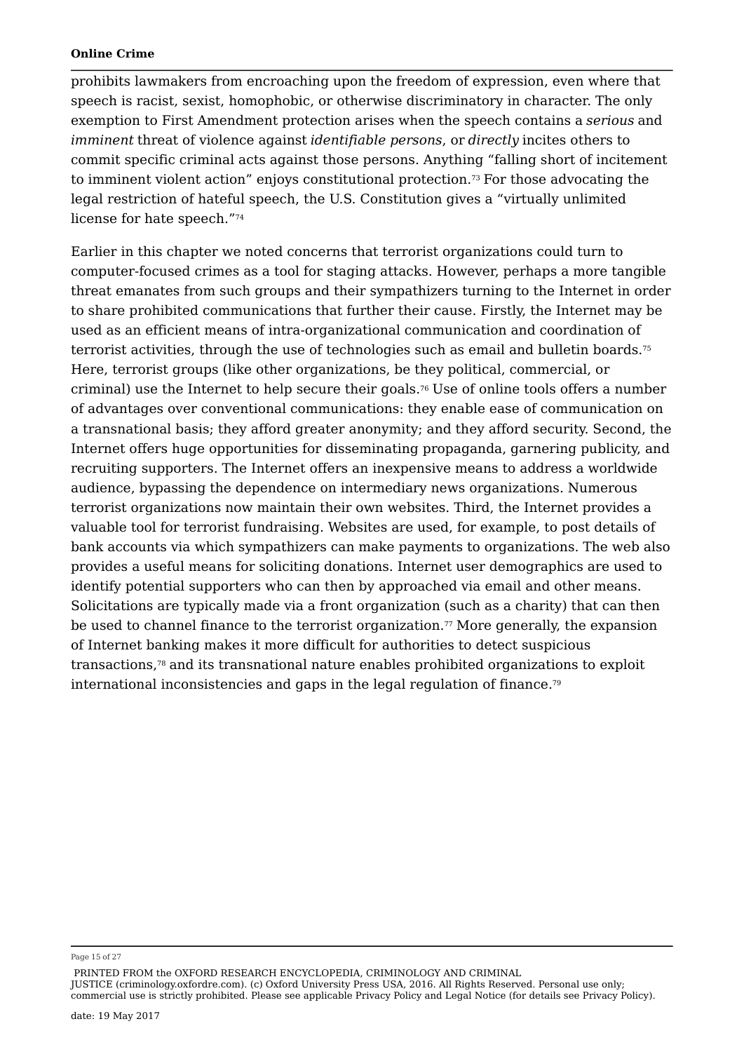prohibits lawmakers from encroaching upon the freedom of expression, even where that speech is racist, sexist, homophobic, or otherwise discriminatory in character. The only exemption to First Amendment protection arises when the speech contains a *serious* and *imminent* threat of violence against *identifiable persons*, or *directly* incites others to commit specific criminal acts against those persons. Anything "falling short of incitement to imminent violent action" enjoys constitutional protection.[73] For those advocating the legal restriction of hateful speech, the U.S. Constitution gives a "virtually unlimited license for hate speech."[74]

Earlier in this chapter we noted concerns that terrorist organizations could turn to computer-focused crimes as a tool for staging attacks. However, perhaps a more tangible threat emanates from such groups and their sympathizers turning to the Internet in order to share prohibited communications that further their cause. Firstly, the Internet may be used as an efficient means of intra-organizational communication and coordination of terrorist activities, through the use of technologies such as email and bulletin boards.[75] Here, terrorist groups (like other organizations, be they political, commercial, or criminal) use the Internet to help secure their goals.[76] Use of online tools offers a number of advantages over conventional communications: they enable ease of communication on a transnational basis; they afford greater anonymity; and they afford security. Second, the Internet offers huge opportunities for disseminating propaganda, garnering publicity, and recruiting supporters. The Internet offers an inexpensive means to address a worldwide audience, bypassing the dependence on intermediary news organizations. Numerous terrorist organizations now maintain their own websites. Third, the Internet provides a valuable tool for terrorist fundraising. Websites are used, for example, to post details of bank accounts via which sympathizers can make payments to organizations. The web also provides a useful means for soliciting donations. Internet user demographics are used to identify potential supporters who can then by approached via email and other means. Solicitations are typically made via a front organization (such as a charity) that can then be used to channel finance to the terrorist organization.[77] More generally, the expansion of Internet banking makes it more difficult for authorities to detect suspicious transactions,[78] and its transnational nature enables prohibited organizations to exploit international inconsistencies and gaps in the legal regulation of finance.[79]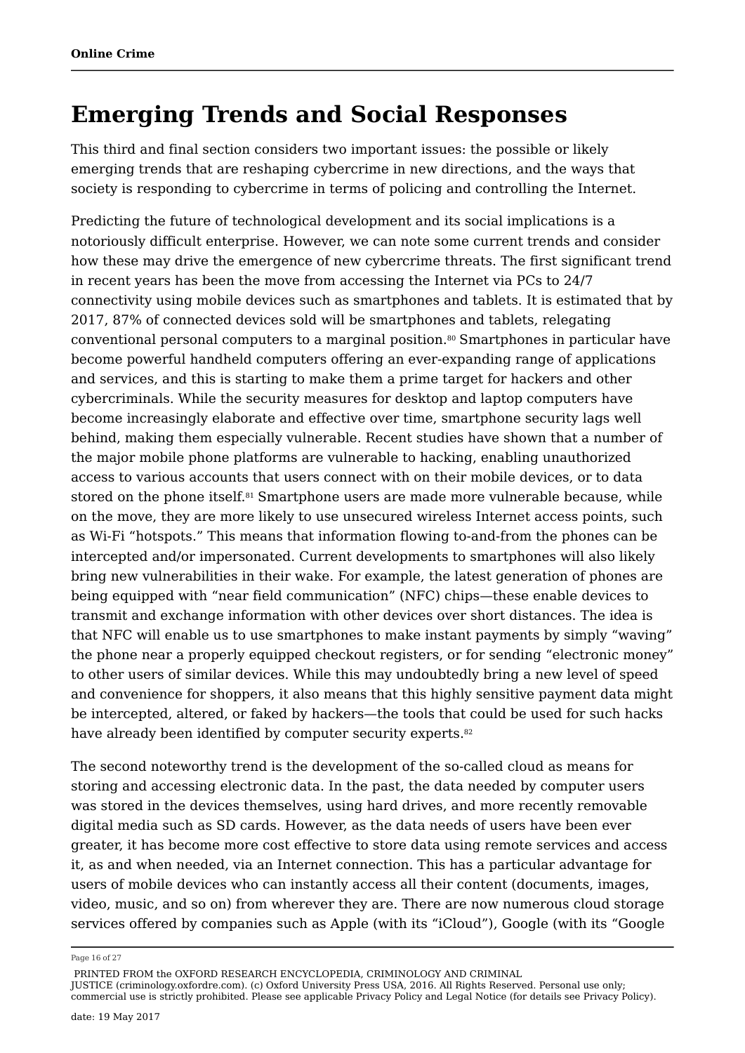# Emerging Trends and Social Responses

This third and final section considers two important issues: the possible or likely emerging trends that are reshaping cybercrime in new directions, and the ways that society is responding to cybercrime in terms of policing and controlling the Internet.

Predicting the future of technological development and its social implications is a notoriously difficult enterprise. However, we can note some current trends and consider how these may drive the emergence of new cybercrime threats. The first significant trend in recent years has been the move from accessing the Internet via PCs to 24/7 connectivity using mobile devices such as smartphones and tablets. It is estimated that by 2017, 87% of connected devices sold will be smartphones and tablets, relegating conventional personal computers to a marginal position.[80] Smartphones in particular have become powerful handheld computers offering an ever-expanding range of applications and services, and this is starting to make them a prime target for hackers and other cybercriminals. While the security measures for desktop and laptop computers have become increasingly elaborate and effective over time, smartphone security lags well behind, making them especially vulnerable. Recent studies have shown that a number of the major mobile phone platforms are vulnerable to hacking, enabling unauthorized access to various accounts that users connect with on their mobile devices, or to data stored on the phone itself.[81] Smartphone users are made more vulnerable because, while on the move, they are more likely to use unsecured wireless Internet access points, such as Wi-Fi "hotspots." This means that information flowing to-and-from the phones can be intercepted and/or impersonated. Current developments to smartphones will also likely bring new vulnerabilities in their wake. For example, the latest generation of phones are being equipped with "near field communication" (NFC) chips—these enable devices to transmit and exchange information with other devices over short distances. The idea is that NFC will enable us to use smartphones to make instant payments by simply "waving" the phone near a properly equipped checkout registers, or for sending "electronic money" to other users of similar devices. While this may undoubtedly bring a new level of speed and convenience for shoppers, it also means that this highly sensitive payment data might be intercepted, altered, or faked by hackers—the tools that could be used for such hacks have already been identified by computer security experts.[82]

The second noteworthy trend is the development of the so-called cloud as means for storing and accessing electronic data. In the past, the data needed by computer users was stored in the devices themselves, using hard drives, and more recently removable digital media such as SD cards. However, as the data needs of users have been ever greater, it has become more cost effective to store data using remote services and access it, as and when needed, via an Internet connection. This has a particular advantage for users of mobile devices who can instantly access all their content (documents, images, video, music, and so on) from wherever they are. There are now numerous cloud storage services offered by companies such as Apple (with its "iCloud"), Google (with its "Google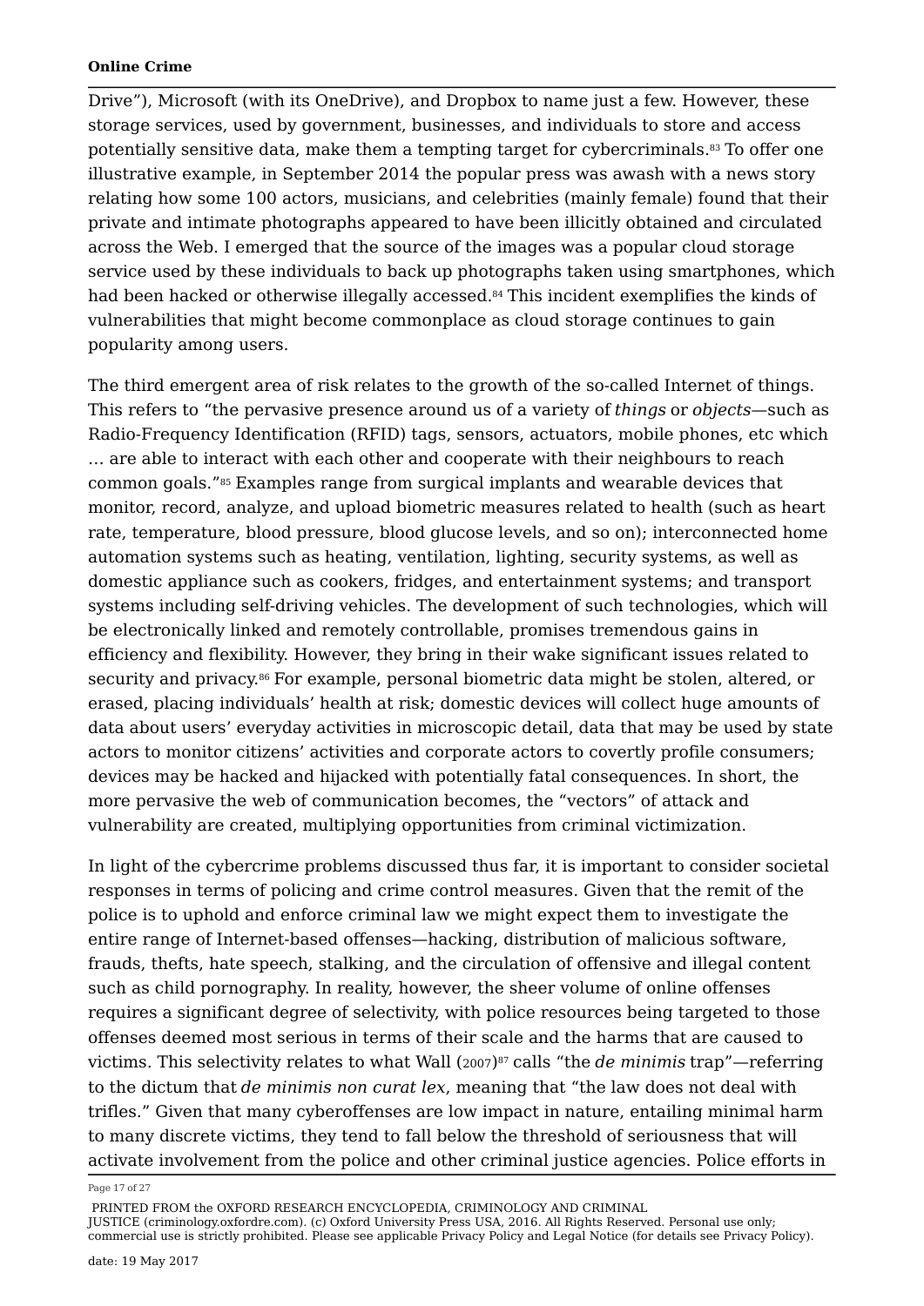Drive"), Microsoft (with its OneDrive), and Dropbox to name just a few. However, these storage services, used by government, businesses, and individuals to store and access potentially sensitive data, make them a tempting target for cybercriminals.[83] To offer one illustrative example, in September 2014 the popular press was awash with a news story relating how some 100 actors, musicians, and celebrities (mainly female) found that their private and intimate photographs appeared to have been illicitly obtained and circulated across the Web. I emerged that the source of the images was a popular cloud storage service used by these individuals to back up photographs taken using smartphones, which had been hacked or otherwise illegally accessed.[84] This incident exemplifies the kinds of vulnerabilities that might become commonplace as cloud storage continues to gain popularity among users.

The third emergent area of risk relates to the growth of the so-called Internet of things. This refers to "the pervasive presence around us of a variety of *things* or *objects*—such as Radio-Frequency Identification (RFID) tags, sensors, actuators, mobile phones, etc which … are able to interact with each other and cooperate with their neighbours to reach common goals."[85] Examples range from surgical implants and wearable devices that monitor, record, analyze, and upload biometric measures related to health (such as heart rate, temperature, blood pressure, blood glucose levels, and so on); interconnected home automation systems such as heating, ventilation, lighting, security systems, as well as domestic appliance such as cookers, fridges, and entertainment systems; and transport systems including self-driving vehicles. The development of such technologies, which will be electronically linked and remotely controllable, promises tremendous gains in efficiency and flexibility. However, they bring in their wake significant issues related to security and privacy.[86] For example, personal biometric data might be stolen, altered, or erased, placing individuals' health at risk; domestic devices will collect huge amounts of data about users' everyday activities in microscopic detail, data that may be used by state actors to monitor citizens' activities and corporate actors to covertly profile consumers; devices may be hacked and hijacked with potentially fatal consequences. In short, the more pervasive the web of communication becomes, the "vectors" of attack and vulnerability are created, multiplying opportunities from criminal victimization.

In light of the cybercrime problems discussed thus far, it is important to consider societal responses in terms of policing and crime control measures. Given that the remit of the police is to uphold and enforce criminal law we might expect them to investigate the entire range of Internet-based offenses—hacking, distribution of malicious software, frauds, thefts, hate speech, stalking, and the circulation of offensive and illegal content such as child pornography. In reality, however, the sheer volume of online offenses requires a significant degree of selectivity, with police resources being targeted to those offenses deemed most serious in terms of their scale and the harms that are caused to victims. This selectivity relates to what Wall (2007)[87] calls "the *de minimis* trap"—referring to the dictum that *de minimis non curat lex*, meaning that "the law does not deal with trifles." Given that many cyberoffenses are low impact in nature, entailing minimal harm to many discrete victims, they tend to fall below the threshold of seriousness that will activate involvement from the police and other criminal justice agencies. Police efforts in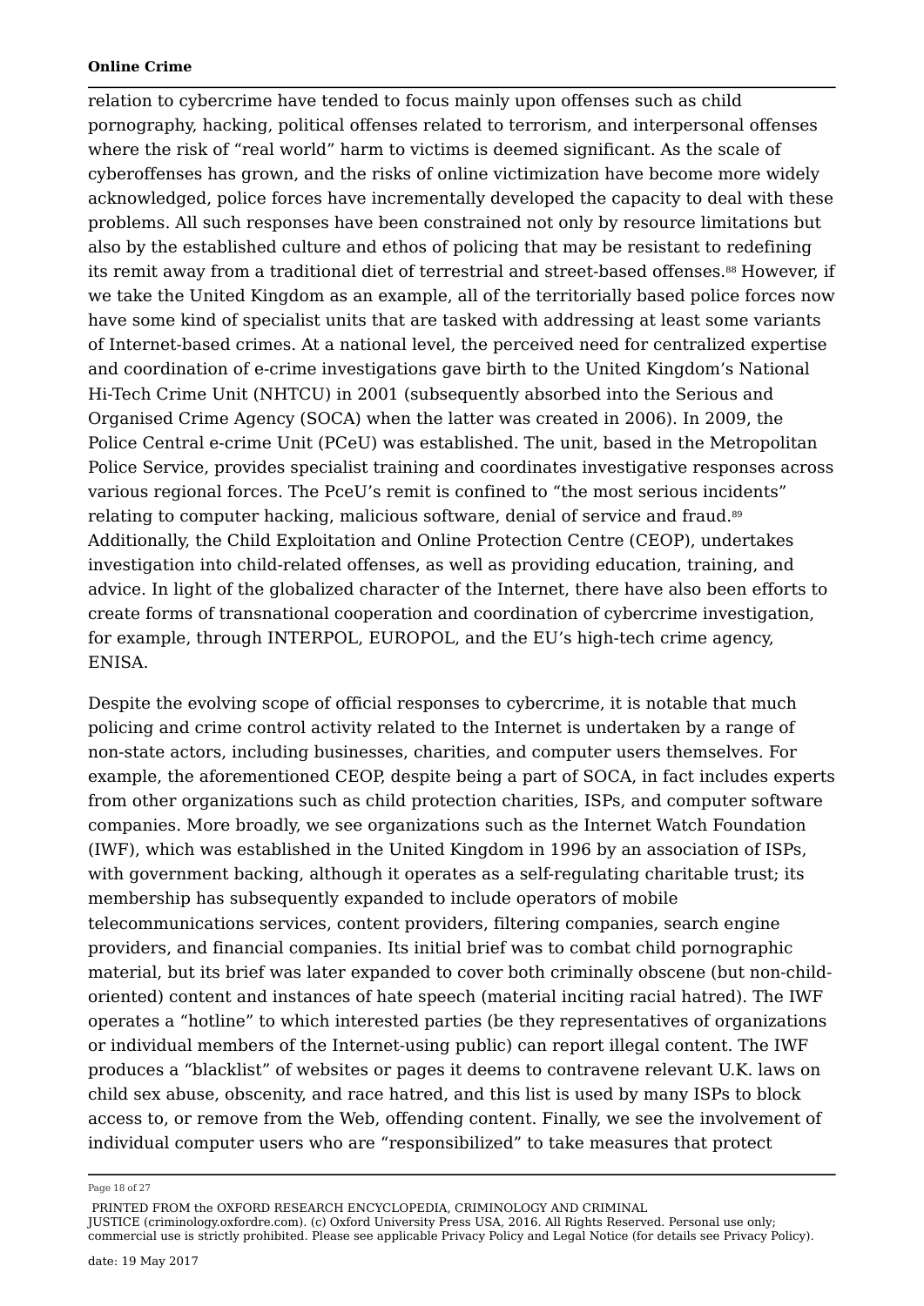relation to cybercrime have tended to focus mainly upon offenses such as child pornography, hacking, political offenses related to terrorism, and interpersonal offenses where the risk of "real world" harm to victims is deemed significant. As the scale of cyberoffenses has grown, and the risks of online victimization have become more widely acknowledged, police forces have incrementally developed the capacity to deal with these problems. All such responses have been constrained not only by resource limitations but also by the established culture and ethos of policing that may be resistant to redefining its remit away from a traditional diet of terrestrial and street-based offenses.[88] However, if we take the United Kingdom as an example, all of the territorially based police forces now have some kind of specialist units that are tasked with addressing at least some variants of Internet-based crimes. At a national level, the perceived need for centralized expertise and coordination of e-crime investigations gave birth to the United Kingdom's National Hi-Tech Crime Unit (NHTCU) in 2001 (subsequently absorbed into the Serious and Organised Crime Agency (SOCA) when the latter was created in 2006). In 2009, the Police Central e-crime Unit (PCeU) was established. The unit, based in the Metropolitan Police Service, provides specialist training and coordinates investigative responses across various regional forces. The PceU's remit is confined to "the most serious incidents" relating to computer hacking, malicious software, denial of service and fraud.[89] Additionally, the Child Exploitation and Online Protection Centre (CEOP), undertakes investigation into child-related offenses, as well as providing education, training, and advice. In light of the globalized character of the Internet, there have also been efforts to create forms of transnational cooperation and coordination of cybercrime investigation, for example, through INTERPOL, EUROPOL, and the EU's high-tech crime agency, ENISA.

Despite the evolving scope of official responses to cybercrime, it is notable that much policing and crime control activity related to the Internet is undertaken by a range of non-state actors, including businesses, charities, and computer users themselves. For example, the aforementioned CEOP, despite being a part of SOCA, in fact includes experts from other organizations such as child protection charities, ISPs, and computer software companies. More broadly, we see organizations such as the Internet Watch Foundation (IWF), which was established in the United Kingdom in 1996 by an association of ISPs, with government backing, although it operates as a self-regulating charitable trust; its membership has subsequently expanded to include operators of mobile telecommunications services, content providers, filtering companies, search engine providers, and financial companies. Its initial brief was to combat child pornographic material, but its brief was later expanded to cover both criminally obscene (but non-child-oriented) content and instances of hate speech (material inciting racial hatred). The IWF operates a "hotline" to which interested parties (be they representatives of organizations or individual members of the Internet-using public) can report illegal content. The IWF produces a "blacklist" of websites or pages it deems to contravene relevant U.K. laws on child sex abuse, obscenity, and race hatred, and this list is used by many ISPs to block access to, or remove from the Web, offending content. Finally, we see the involvement of individual computer users who are "responsibilized" to take measures that protect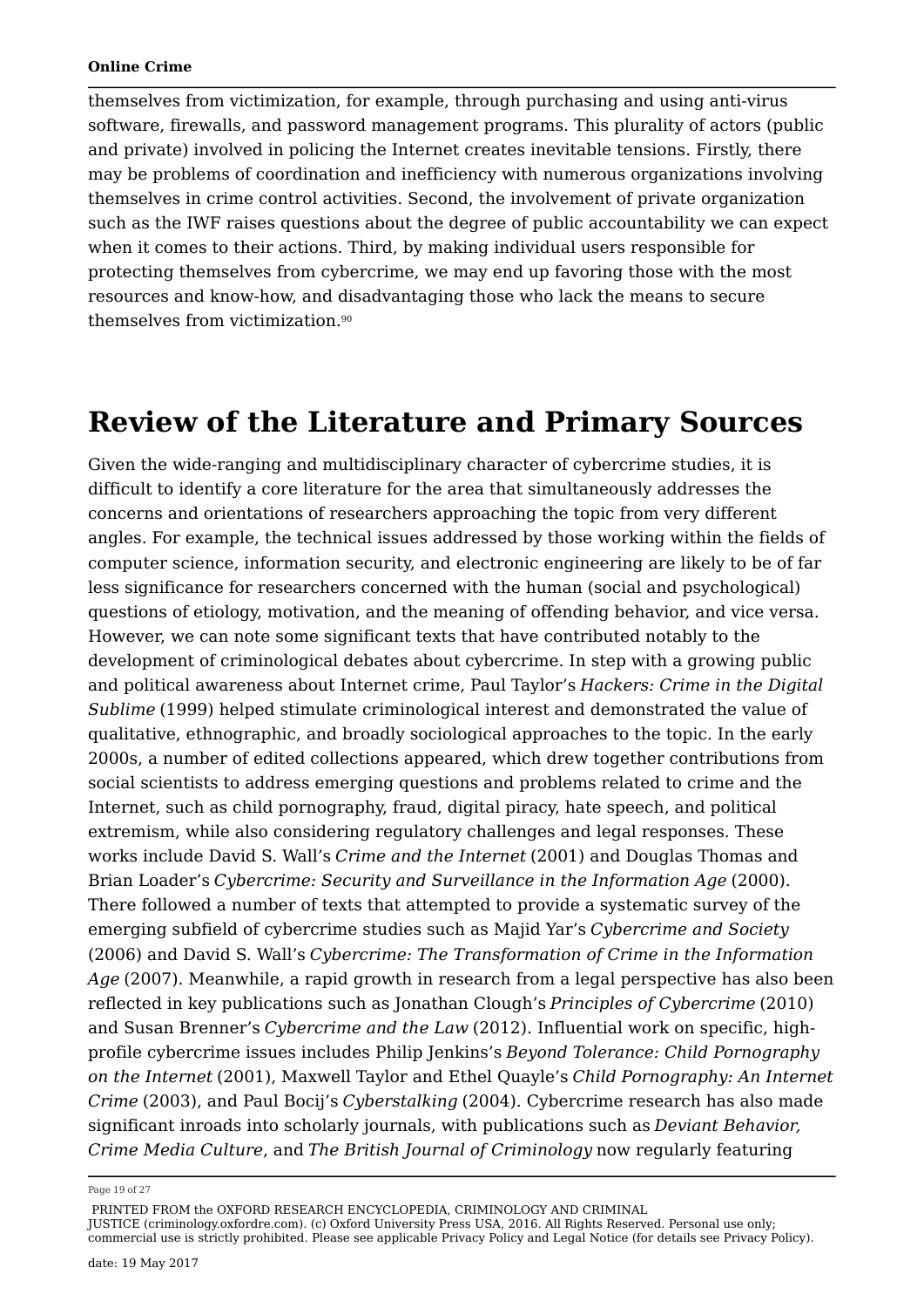themselves from victimization, for example, through purchasing and using anti-virus software, firewalls, and password management programs. This plurality of actors (public and private) involved in policing the Internet creates inevitable tensions. Firstly, there may be problems of coordination and inefficiency with numerous organizations involving themselves in crime control activities. Second, the involvement of private organization such as the IWF raises questions about the degree of public accountability we can expect when it comes to their actions. Third, by making individual users responsible for protecting themselves from cybercrime, we may end up favoring those with the most resources and know-how, and disadvantaging those who lack the means to secure themselves from victimization.[90]

## Review of the Literature and Primary Sources

Given the wide-ranging and multidisciplinary character of cybercrime studies, it is difficult to identify a core literature for the area that simultaneously addresses the concerns and orientations of researchers approaching the topic from very different angles. For example, the technical issues addressed by those working within the fields of computer science, information security, and electronic engineering are likely to be of far less significance for researchers concerned with the human (social and psychological) questions of etiology, motivation, and the meaning of offending behavior, and vice versa. However, we can note some significant texts that have contributed notably to the development of criminological debates about cybercrime. In step with a growing public and political awareness about Internet crime, Paul Taylor's *Hackers: Crime in the Digital Sublime* (1999) helped stimulate criminological interest and demonstrated the value of qualitative, ethnographic, and broadly sociological approaches to the topic. In the early 2000s, a number of edited collections appeared, which drew together contributions from social scientists to address emerging questions and problems related to crime and the Internet, such as child pornography, fraud, digital piracy, hate speech, and political extremism, while also considering regulatory challenges and legal responses. These works include David S. Wall's *Crime and the Internet* (2001) and Douglas Thomas and Brian Loader's *Cybercrime: Security and Surveillance in the Information Age* (2000). There followed a number of texts that attempted to provide a systematic survey of the emerging subfield of cybercrime studies such as Majid Yar's *Cybercrime and Society* (2006) and David S. Wall's *Cybercrime: The Transformation of Crime in the Information Age* (2007). Meanwhile, a rapid growth in research from a legal perspective has also been reflected in key publications such as Jonathan Clough's *Principles of Cybercrime* (2010) and Susan Brenner's *Cybercrime and the Law* (2012). Influential work on specific, high-profile cybercrime issues includes Philip Jenkins's *Beyond Tolerance: Child Pornography on the Internet* (2001), Maxwell Taylor and Ethel Quayle's *Child Pornography: An Internet Crime* (2003), and Paul Bocij's *Cyberstalking* (2004). Cybercrime research has also made significant inroads into scholarly journals, with publications such as *Deviant Behavior, Crime Media Culture*, and *The British Journal of Criminology* now regularly featuring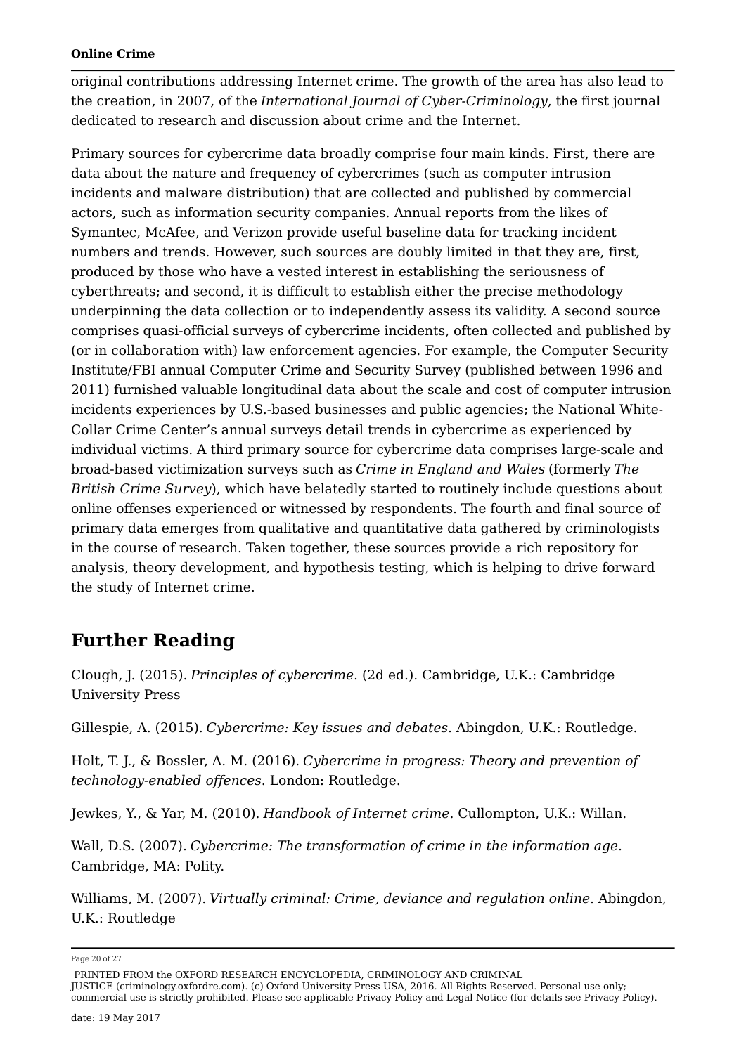original contributions addressing Internet crime. The growth of the area has also lead to the creation, in 2007, of the *International Journal of Cyber-Criminology*, the first journal dedicated to research and discussion about crime and the Internet.

Primary sources for cybercrime data broadly comprise four main kinds. First, there are data about the nature and frequency of cybercrimes (such as computer intrusion incidents and malware distribution) that are collected and published by commercial actors, such as information security companies. Annual reports from the likes of Symantec, McAfee, and Verizon provide useful baseline data for tracking incident numbers and trends. However, such sources are doubly limited in that they are, first, produced by those who have a vested interest in establishing the seriousness of cyberthreats; and second, it is difficult to establish either the precise methodology underpinning the data collection or to independently assess its validity. A second source comprises quasi-official surveys of cybercrime incidents, often collected and published by (or in collaboration with) law enforcement agencies. For example, the Computer Security Institute/FBI annual Computer Crime and Security Survey (published between 1996 and 2011) furnished valuable longitudinal data about the scale and cost of computer intrusion incidents experiences by U.S.-based businesses and public agencies; the National White-Collar Crime Center's annual surveys detail trends in cybercrime as experienced by individual victims. A third primary source for cybercrime data comprises large-scale and broad-based victimization surveys such as *Crime in England and Wales* (formerly *The British Crime Survey*), which have belatedly started to routinely include questions about online offenses experienced or witnessed by respondents. The fourth and final source of primary data emerges from qualitative and quantitative data gathered by criminologists in the course of research. Taken together, these sources provide a rich repository for analysis, theory development, and hypothesis testing, which is helping to drive forward the study of Internet crime.

## Further Reading

Clough, J. (2015). *Principles of cybercrime*. (2d ed.). Cambridge, U.K.: Cambridge University Press

Gillespie, A. (2015). *Cybercrime: Key issues and debates*. Abingdon, U.K.: Routledge.

Holt, T. J., & Bossler, A. M. (2016). *Cybercrime in progress: Theory and prevention of technology-enabled offences*. London: Routledge.

Jewkes, Y., & Yar, M. (2010). *Handbook of Internet crime*. Cullompton, U.K.: Willan.

Wall, D.S. (2007). *Cybercrime: The transformation of crime in the information age*. Cambridge, MA: Polity.

Williams, M. (2007). *Virtually criminal: Crime, deviance and regulation online*. Abingdon, U.K.: Routledge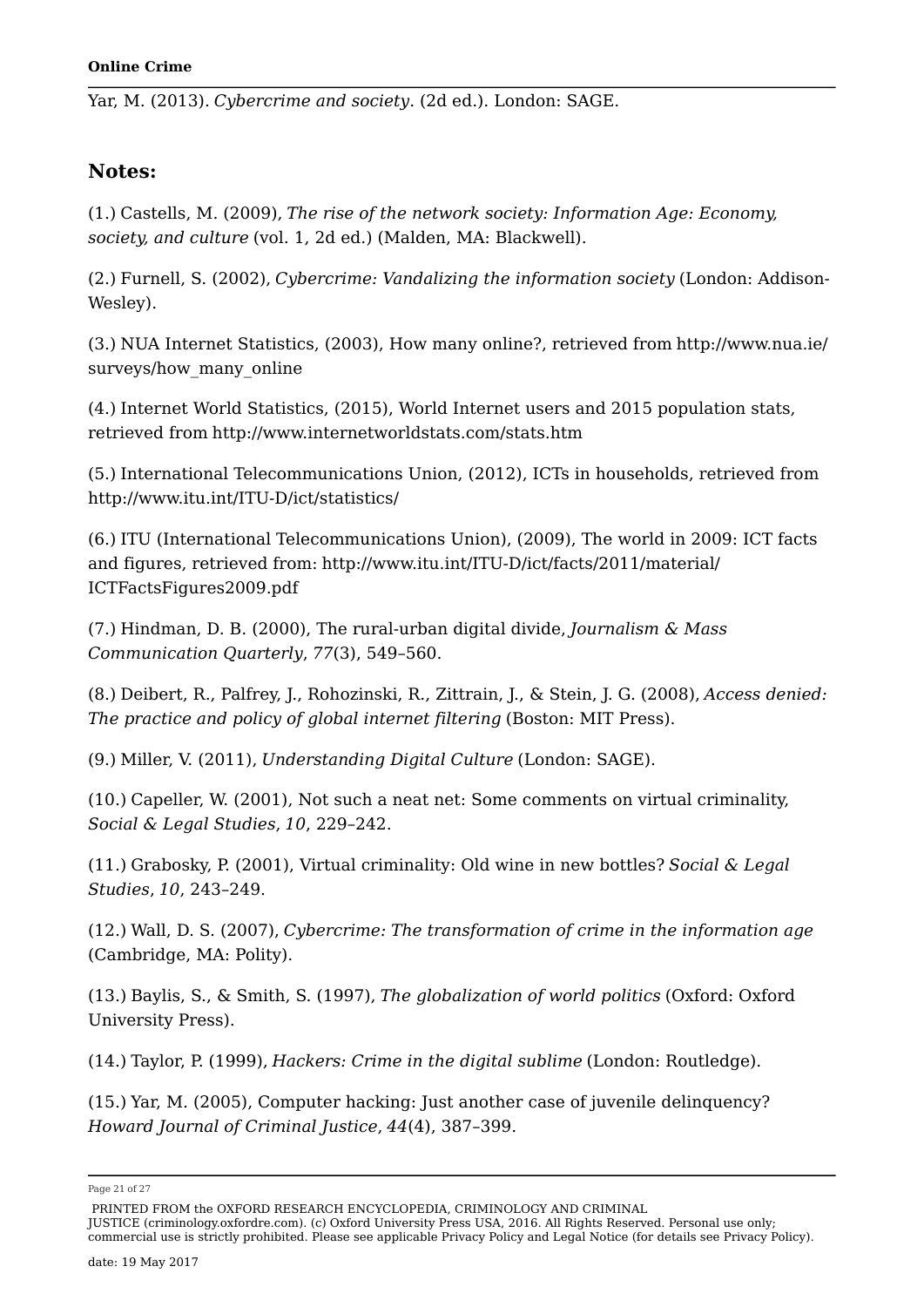Yar, M. (2013). *Cybercrime and society*. (2d ed.). London: SAGE.

## Notes:

(1.) Castells, M. (2009), *The rise of the network society: Information Age: Economy, society, and culture* (vol. 1, 2d ed.) (Malden, MA: Blackwell).

(2.) Furnell, S. (2002), *Cybercrime: Vandalizing the information society* (London: Addison-Wesley).

(3.) NUA Internet Statistics, (2003), How many online?, retrieved from http://www.nua.ie/surveys/how_many_online

(4.) Internet World Statistics, (2015), World Internet users and 2015 population stats, retrieved from http://www.internetworldstats.com/stats.htm

(5.) International Telecommunications Union, (2012), ICTs in households, retrieved from http://www.itu.int/ITU-D/ict/statistics/

(6.) ITU (International Telecommunications Union), (2009), The world in 2009: ICT facts and figures, retrieved from: http://www.itu.int/ITU-D/ict/facts/2011/material/ICTFactsFigures2009.pdf

(7.) Hindman, D. B. (2000), The rural-urban digital divide, *Journalism & Mass Communication Quarterly*, *77*(3), 549–560.

(8.) Deibert, R., Palfrey, J., Rohozinski, R., Zittrain, J., & Stein, J. G. (2008), *Access denied: The practice and policy of global internet filtering* (Boston: MIT Press).

(9.) Miller, V. (2011), *Understanding Digital Culture* (London: SAGE).

(10.) Capeller, W. (2001), Not such a neat net: Some comments on virtual criminality, *Social & Legal Studies*, *10*, 229–242.

(11.) Grabosky, P. (2001), Virtual criminality: Old wine in new bottles? *Social & Legal Studies*, *10*, 243–249.

(12.) Wall, D. S. (2007), *Cybercrime: The transformation of crime in the information age* (Cambridge, MA: Polity).

(13.) Baylis, S., & Smith, S. (1997), *The globalization of world politics* (Oxford: Oxford University Press).

(14.) Taylor, P. (1999), *Hackers: Crime in the digital sublime* (London: Routledge).

(15.) Yar, M. (2005), Computer hacking: Just another case of juvenile delinquency? *Howard Journal of Criminal Justice*, *44*(4), 387–399.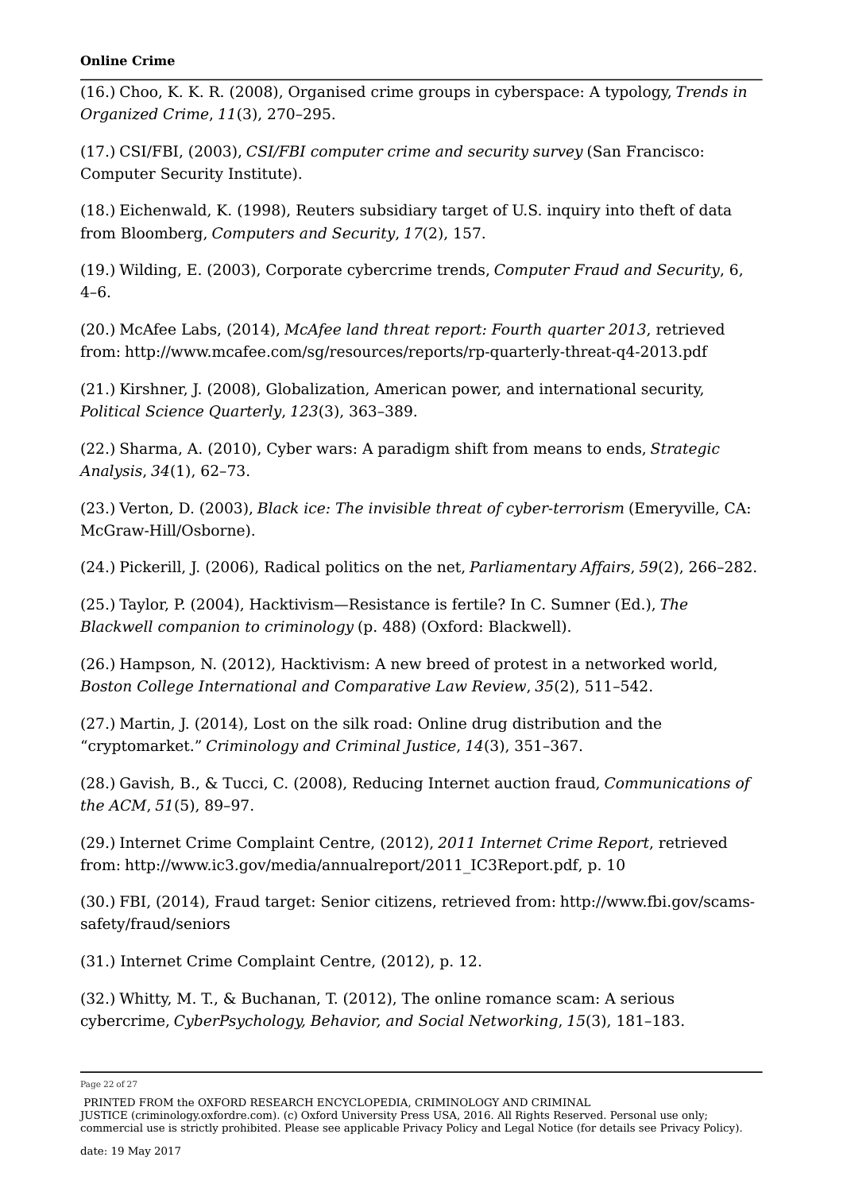(16.) Choo, K. K. R. (2008), Organised crime groups in cyberspace: A typology, *Trends in Organized Crime*, *11*(3), 270–295.

(17.) CSI/FBI, (2003), *CSI/FBI computer crime and security survey* (San Francisco: Computer Security Institute).

(18.) Eichenwald, K. (1998), Reuters subsidiary target of U.S. inquiry into theft of data from Bloomberg, *Computers and Security*, *17*(2), 157.

(19.) Wilding, E. (2003), Corporate cybercrime trends, *Computer Fraud and Security*, 6, 4–6.

(20.) McAfee Labs, (2014), *McAfee land threat report: Fourth quarter 2013*, retrieved from: http://www.mcafee.com/sg/resources/reports/rp-quarterly-threat-q4-2013.pdf

(21.) Kirshner, J. (2008), Globalization, American power, and international security, *Political Science Quarterly*, *123*(3), 363–389.

(22.) Sharma, A. (2010), Cyber wars: A paradigm shift from means to ends, *Strategic Analysis*, *34*(1), 62–73.

(23.) Verton, D. (2003), *Black ice: The invisible threat of cyber-terrorism* (Emeryville, CA: McGraw-Hill/Osborne).

(24.) Pickerill, J. (2006), Radical politics on the net, *Parliamentary Affairs*, *59*(2), 266–282.

(25.) Taylor, P. (2004), Hacktivism—Resistance is fertile? In C. Sumner (Ed.), *The Blackwell companion to criminology* (p. 488) (Oxford: Blackwell).

(26.) Hampson, N. (2012), Hacktivism: A new breed of protest in a networked world, *Boston College International and Comparative Law Review*, *35*(2), 511–542.

(27.) Martin, J. (2014), Lost on the silk road: Online drug distribution and the "cryptomarket." *Criminology and Criminal Justice*, *14*(3), 351–367.

(28.) Gavish, B., & Tucci, C. (2008), Reducing Internet auction fraud, *Communications of the ACM*, *51*(5), 89–97.

(29.) Internet Crime Complaint Centre, (2012), *2011 Internet Crime Report*, retrieved from: http://www.ic3.gov/media/annualreport/2011_IC3Report.pdf, p. 10

(30.) FBI, (2014), Fraud target: Senior citizens, retrieved from: http://www.fbi.gov/scams-safety/fraud/seniors

(31.) Internet Crime Complaint Centre, (2012), p. 12.

(32.) Whitty, M. T., & Buchanan, T. (2012), The online romance scam: A serious cybercrime, *CyberPsychology, Behavior, and Social Networking*, *15*(3), 181–183.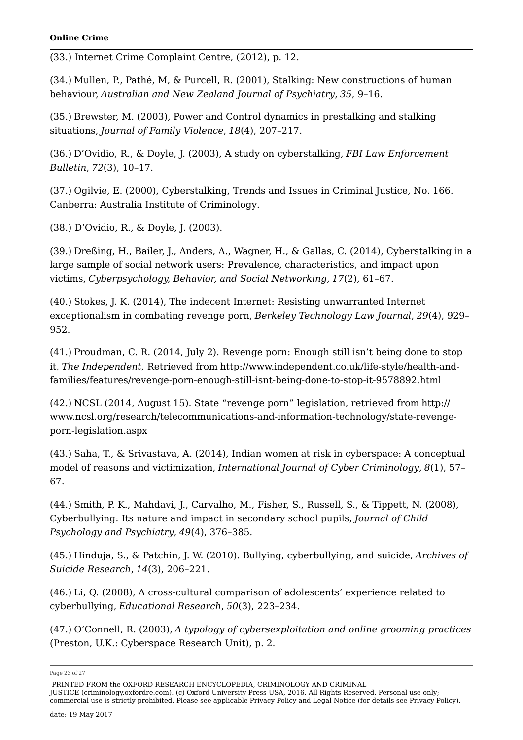(33.) Internet Crime Complaint Centre, (2012), p. 12.

(34.) Mullen, P., Pathé, M, & Purcell, R. (2001), Stalking: New constructions of human behaviour, *Australian and New Zealand Journal of Psychiatry*, *35*, 9–16.

(35.) Brewster, M. (2003), Power and Control dynamics in prestalking and stalking situations, *Journal of Family Violence*, *18*(4), 207–217.

(36.) D'Ovidio, R., & Doyle, J. (2003), A study on cyberstalking, *FBI Law Enforcement Bulletin*, *72*(3), 10–17.

(37.) Ogilvie, E. (2000), Cyberstalking, Trends and Issues in Criminal Justice, No. 166. Canberra: Australia Institute of Criminology.

(38.) D'Ovidio, R., & Doyle, J. (2003).

(39.) Dreßing, H., Bailer, J., Anders, A., Wagner, H., & Gallas, C. (2014), Cyberstalking in a large sample of social network users: Prevalence, characteristics, and impact upon victims, *Cyberpsychology, Behavior, and Social Networking*, *17*(2), 61–67.

(40.) Stokes, J. K. (2014), The indecent Internet: Resisting unwarranted Internet exceptionalism in combating revenge porn, *Berkeley Technology Law Journal*, *29*(4), 929–952.

(41.) Proudman, C. R. (2014, July 2). Revenge porn: Enough still isn't being done to stop it, *The Independent*, Retrieved from http://www.independent.co.uk/life-style/health-and-families/features/revenge-porn-enough-still-isnt-being-done-to-stop-it-9578892.html

(42.) NCSL (2014, August 15). State "revenge porn" legislation, retrieved from http://www.ncsl.org/research/telecommunications-and-information-technology/state-revenge-porn-legislation.aspx

(43.) Saha, T., & Srivastava, A. (2014), Indian women at risk in cyberspace: A conceptual model of reasons and victimization, *International Journal of Cyber Criminology*, *8*(1), 57–67.

(44.) Smith, P. K., Mahdavi, J., Carvalho, M., Fisher, S., Russell, S., & Tippett, N. (2008), Cyberbullying: Its nature and impact in secondary school pupils, *Journal of Child Psychology and Psychiatry*, *49*(4), 376–385.

(45.) Hinduja, S., & Patchin, J. W. (2010). Bullying, cyberbullying, and suicide, *Archives of Suicide Research*, *14*(3), 206–221.

(46.) Li, Q. (2008), A cross-cultural comparison of adolescents' experience related to cyberbullying, *Educational Research*, *50*(3), 223–234.

(47.) O'Connell, R. (2003), *A typology of cybersexploitation and online grooming practices* (Preston, U.K.: Cyberspace Research Unit), p. 2.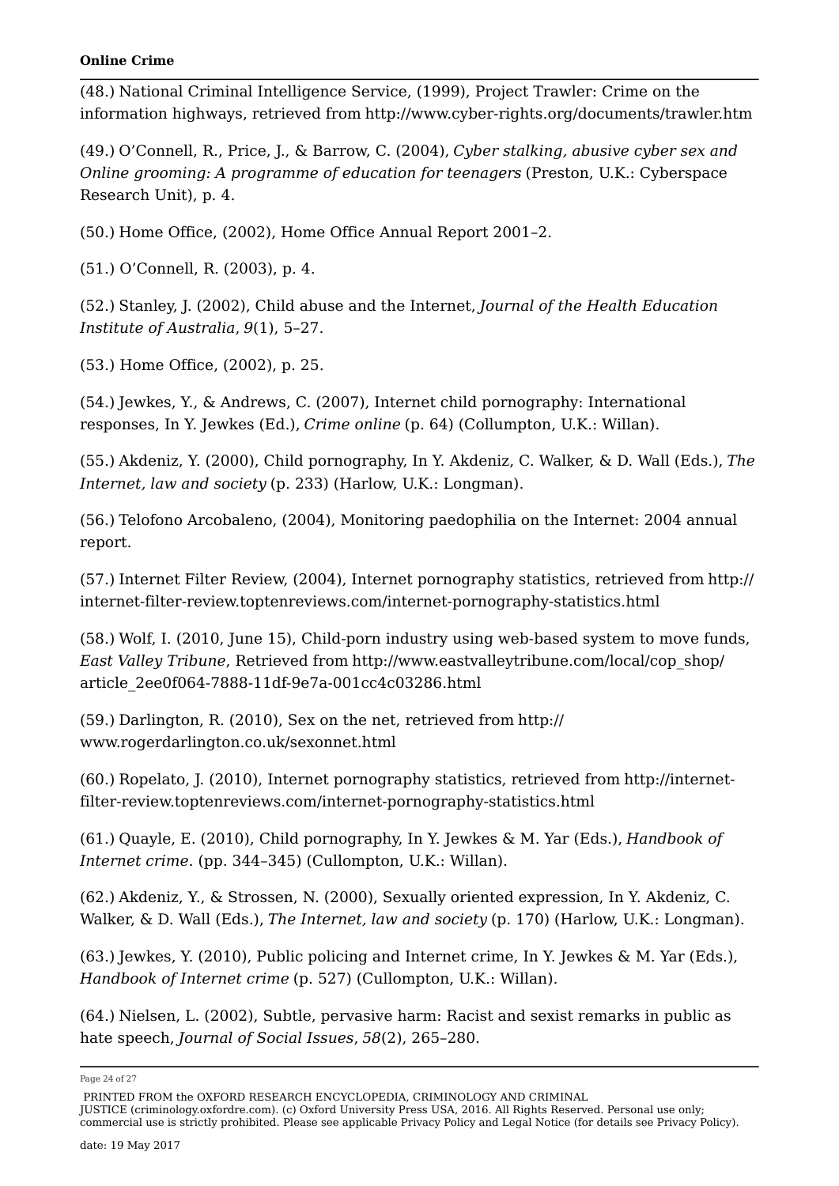(48.) National Criminal Intelligence Service, (1999), Project Trawler: Crime on the information highways, retrieved from http://www.cyber-rights.org/documents/trawler.htm

(49.) O'Connell, R., Price, J., & Barrow, C. (2004), *Cyber stalking, abusive cyber sex and Online grooming: A programme of education for teenagers* (Preston, U.K.: Cyberspace Research Unit), p. 4.

(50.) Home Office, (2002), Home Office Annual Report 2001–2.

(51.) O'Connell, R. (2003), p. 4.

(52.) Stanley, J. (2002), Child abuse and the Internet, *Journal of the Health Education Institute of Australia*, *9*(1), 5–27.

(53.) Home Office, (2002), p. 25.

(54.) Jewkes, Y., & Andrews, C. (2007), Internet child pornography: International responses, In Y. Jewkes (Ed.), *Crime online* (p. 64) (Collumpton, U.K.: Willan).

(55.) Akdeniz, Y. (2000), Child pornography, In Y. Akdeniz, C. Walker, & D. Wall (Eds.), *The Internet, law and society* (p. 233) (Harlow, U.K.: Longman).

(56.) Telofono Arcobaleno, (2004), Monitoring paedophilia on the Internet: 2004 annual report.

(57.) Internet Filter Review, (2004), Internet pornography statistics, retrieved from http://internet-filter-review.toptenreviews.com/internet-pornography-statistics.html

(58.) Wolf, I. (2010, June 15), Child-porn industry using web-based system to move funds, *East Valley Tribune*, Retrieved from http://www.eastvalleytribune.com/local/cop_shop/article_2ee0f064-7888-11df-9e7a-001cc4c03286.html

(59.) Darlington, R. (2010), Sex on the net, retrieved from http://www.rogerdarlington.co.uk/sexonnet.html

(60.) Ropelato, J. (2010), Internet pornography statistics, retrieved from http://internet-filter-review.toptenreviews.com/internet-pornography-statistics.html

(61.) Quayle, E. (2010), Child pornography, In Y. Jewkes & M. Yar (Eds.), *Handbook of Internet crime*. (pp. 344–345) (Cullompton, U.K.: Willan).

(62.) Akdeniz, Y., & Strossen, N. (2000), Sexually oriented expression, In Y. Akdeniz, C. Walker, & D. Wall (Eds.), *The Internet, law and society* (p. 170) (Harlow, U.K.: Longman).

(63.) Jewkes, Y. (2010), Public policing and Internet crime, In Y. Jewkes & M. Yar (Eds.), *Handbook of Internet crime* (p. 527) (Cullompton, U.K.: Willan).

(64.) Nielsen, L. (2002), Subtle, pervasive harm: Racist and sexist remarks in public as hate speech, *Journal of Social Issues*, *58*(2), 265–280.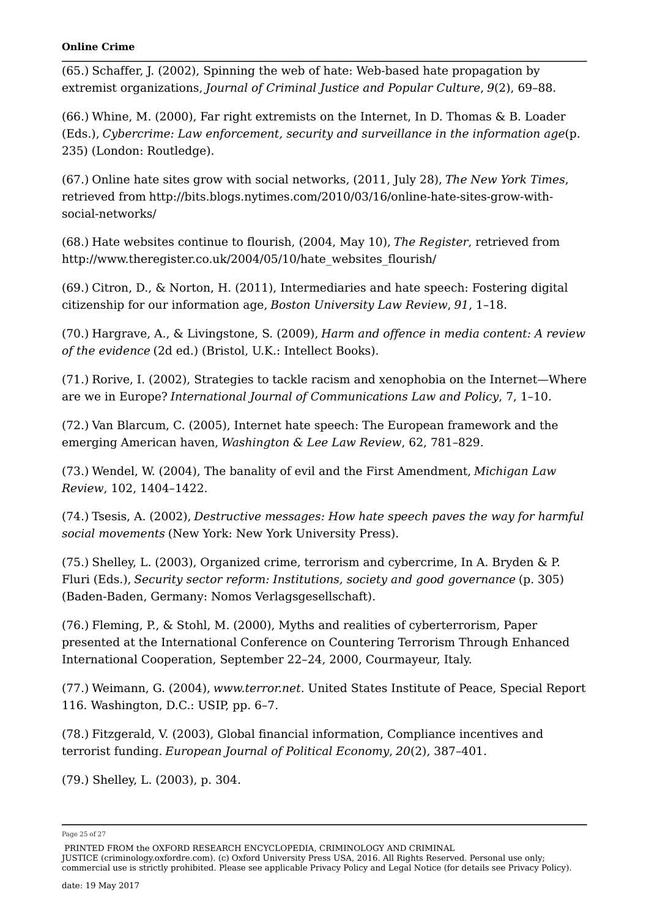(65.) Schaffer, J. (2002), Spinning the web of hate: Web-based hate propagation by extremist organizations, *Journal of Criminal Justice and Popular Culture*, *9*(2), 69–88.

(66.) Whine, M. (2000), Far right extremists on the Internet, In D. Thomas & B. Loader (Eds.), *Cybercrime: Law enforcement, security and surveillance in the information age*(p. 235) (London: Routledge).

(67.) Online hate sites grow with social networks, (2011, July 28), *The New York Times*, retrieved from http://bits.blogs.nytimes.com/2010/03/16/online-hate-sites-grow-with-social-networks/

(68.) Hate websites continue to flourish, (2004, May 10), *The Register*, retrieved from http://www.theregister.co.uk/2004/05/10/hate_websites_flourish/

(69.) Citron, D., & Norton, H. (2011), Intermediaries and hate speech: Fostering digital citizenship for our information age, *Boston University Law Review*, *91*, 1–18.

(70.) Hargrave, A., & Livingstone, S. (2009), *Harm and offence in media content: A review of the evidence* (2d ed.) (Bristol, U.K.: Intellect Books).

(71.) Rorive, I. (2002), Strategies to tackle racism and xenophobia on the Internet—Where are we in Europe? *International Journal of Communications Law and Policy*, 7, 1–10.

(72.) Van Blarcum, C. (2005), Internet hate speech: The European framework and the emerging American haven, *Washington & Lee Law Review*, 62, 781–829.

(73.) Wendel, W. (2004), The banality of evil and the First Amendment, *Michigan Law Review*, 102, 1404–1422.

(74.) Tsesis, A. (2002), *Destructive messages: How hate speech paves the way for harmful social movements* (New York: New York University Press).

(75.) Shelley, L. (2003), Organized crime, terrorism and cybercrime, In A. Bryden & P. Fluri (Eds.), *Security sector reform: Institutions, society and good governance* (p. 305) (Baden-Baden, Germany: Nomos Verlagsgesellschaft).

(76.) Fleming, P., & Stohl, M. (2000), Myths and realities of cyberterrorism, Paper presented at the International Conference on Countering Terrorism Through Enhanced International Cooperation, September 22–24, 2000, Courmayeur, Italy.

(77.) Weimann, G. (2004), *www.terror.net*. United States Institute of Peace, Special Report 116. Washington, D.C.: USIP, pp. 6–7.

(78.) Fitzgerald, V. (2003), Global financial information, Compliance incentives and terrorist funding. *European Journal of Political Economy*, *20*(2), 387–401.

(79.) Shelley, L. (2003), p. 304.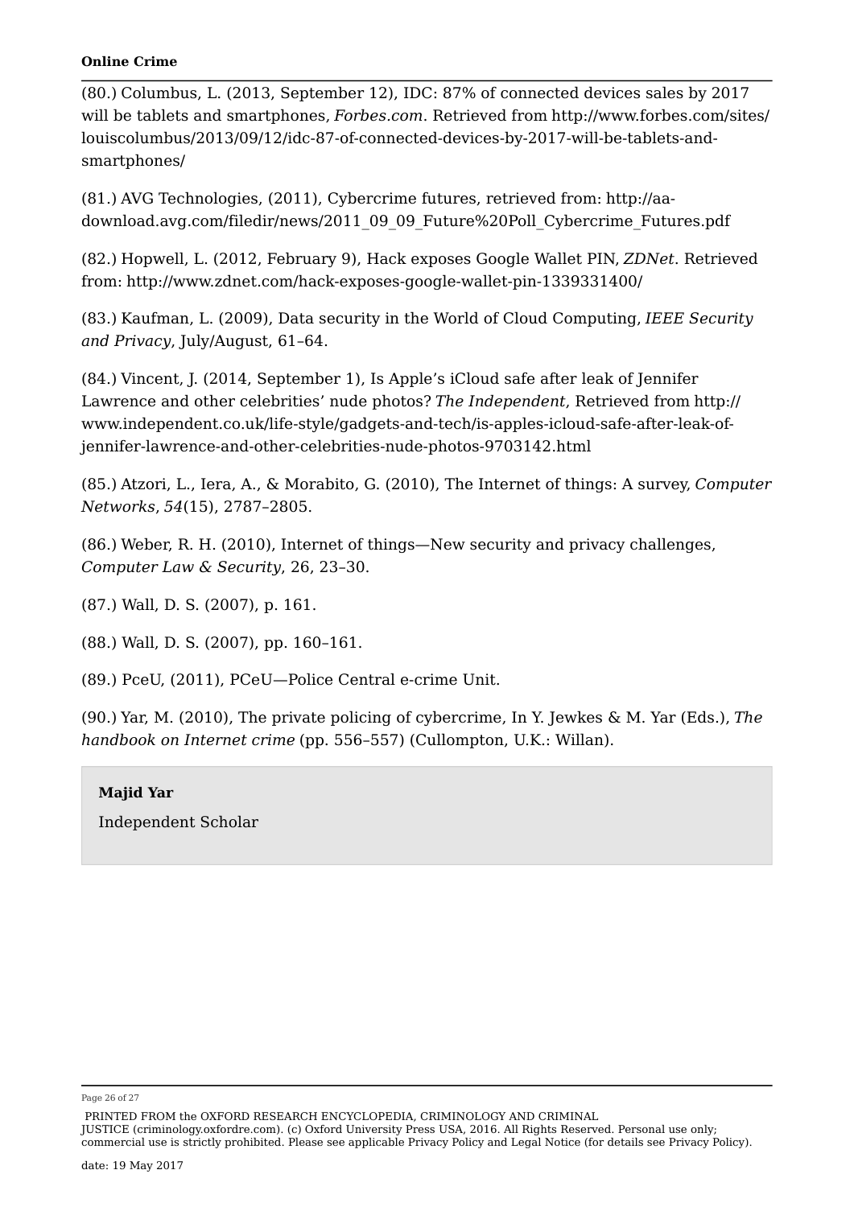(80.) Columbus, L. (2013, September 12), IDC: 87% of connected devices sales by 2017 will be tablets and smartphones, *Forbes.com*. Retrieved from http://www.forbes.com/sites/louiscolumbus/2013/09/12/idc-87-of-connected-devices-by-2017-will-be-tablets-and-smartphones/

(81.) AVG Technologies, (2011), Cybercrime futures, retrieved from: http://aa-download.avg.com/filedir/news/2011_09_09_Future%20Poll_Cybercrime_Futures.pdf

(82.) Hopwell, L. (2012, February 9), Hack exposes Google Wallet PIN, *ZDNet*. Retrieved from: http://www.zdnet.com/hack-exposes-google-wallet-pin-1339331400/

(83.) Kaufman, L. (2009), Data security in the World of Cloud Computing, *IEEE Security and Privacy*, July/August, 61–64.

(84.) Vincent, J. (2014, September 1), Is Apple's iCloud safe after leak of Jennifer Lawrence and other celebrities' nude photos? *The Independent*, Retrieved from http://www.independent.co.uk/life-style/gadgets-and-tech/is-apples-icloud-safe-after-leak-of-jennifer-lawrence-and-other-celebrities-nude-photos-9703142.html

(85.) Atzori, L., Iera, A., & Morabito, G. (2010), The Internet of things: A survey, *Computer Networks*, *54*(15), 2787–2805.

(86.) Weber, R. H. (2010), Internet of things—New security and privacy challenges, *Computer Law & Security*, 26, 23–30.

(87.) Wall, D. S. (2007), p. 161.

(88.) Wall, D. S. (2007), pp. 160–161.

(89.) PceU, (2011), PCeU—Police Central e-crime Unit.

(90.) Yar, M. (2010), The private policing of cybercrime, In Y. Jewkes & M. Yar (Eds.), *The handbook on Internet crime* (pp. 556–557) (Cullompton, U.K.: Willan).

**Majid Yar**

Independent Scholar